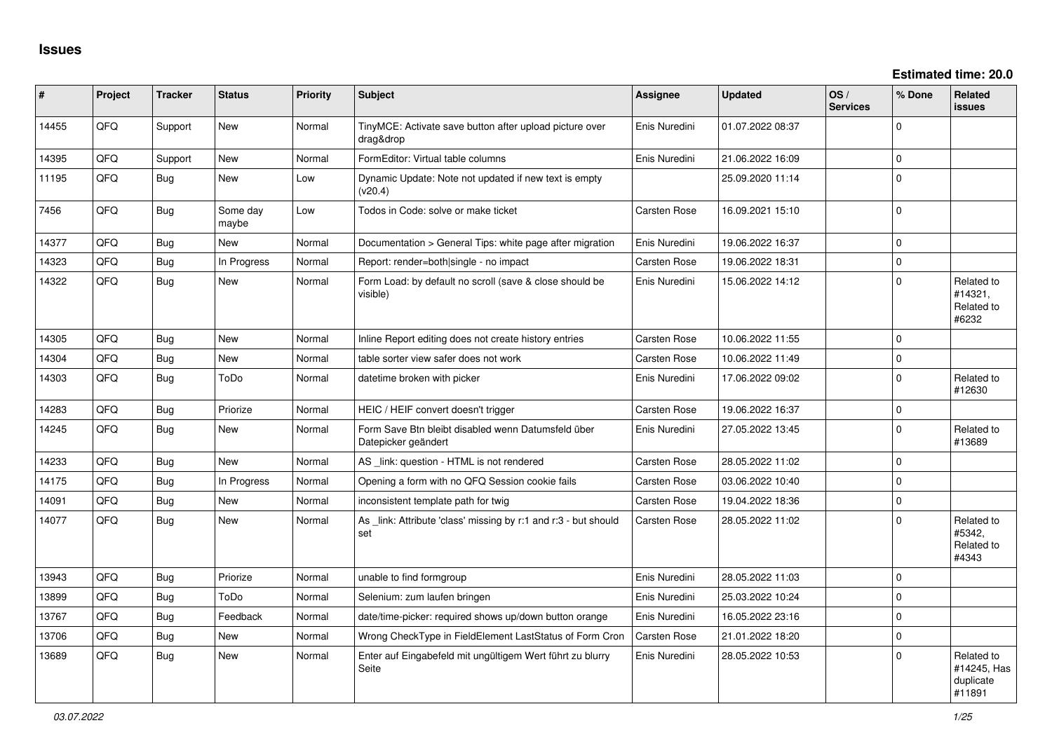# Issues

**Estimated time: 20.0**

| # | Project | Tracker | Status | Priority | Subject | Assignee | Updated | OS / Services | % Done | Related issues |
|---|---|---|---|---|---|---|---|---|---|---|
| 14455 | QFQ | Support | New | Normal | TinyMCE: Activate save button after upload picture over drag&drop | Enis Nuredini | 01.07.2022 08:37 | | 0 | |
| 14395 | QFQ | Support | New | Normal | FormEditor: Virtual table columns | Enis Nuredini | 21.06.2022 16:09 | | 0 | |
| 11195 | QFQ | Bug | New | Low | Dynamic Update: Note not updated if new text is empty (v20.4) | | 25.09.2020 11:14 | | 0 | |
| 7456 | QFQ | Bug | Some day maybe | Low | Todos in Code: solve or make ticket | Carsten Rose | 16.09.2021 15:10 | | 0 | |
| 14377 | QFQ | Bug | New | Normal | Documentation > General Tips: white page after migration | Enis Nuredini | 19.06.2022 16:37 | | 0 | |
| 14323 | QFQ | Bug | In Progress | Normal | Report: render=both\|single - no impact | Carsten Rose | 19.06.2022 18:31 | | 0 | |
| 14322 | QFQ | Bug | New | Normal | Form Load: by default no scroll (save & close should be visible) | Enis Nuredini | 15.06.2022 14:12 | | 0 | Related to #14321, Related to #6232 |
| 14305 | QFQ | Bug | New | Normal | Inline Report editing does not create history entries | Carsten Rose | 10.06.2022 11:55 | | 0 | |
| 14304 | QFQ | Bug | New | Normal | table sorter view safer does not work | Carsten Rose | 10.06.2022 11:49 | | 0 | |
| 14303 | QFQ | Bug | ToDo | Normal | datetime broken with picker | Enis Nuredini | 17.06.2022 09:02 | | 0 | Related to #12630 |
| 14283 | QFQ | Bug | Priorize | Normal | HEIC / HEIF convert doesn't trigger | Carsten Rose | 19.06.2022 16:37 | | 0 | |
| 14245 | QFQ | Bug | New | Normal | Form Save Btn bleibt disabled wenn Datumsfeld über Datepicker geändert | Enis Nuredini | 27.05.2022 13:45 | | 0 | Related to #13689 |
| 14233 | QFQ | Bug | New | Normal | AS _link: question - HTML is not rendered | Carsten Rose | 28.05.2022 11:02 | | 0 | |
| 14175 | QFQ | Bug | In Progress | Normal | Opening a form with no QFQ Session cookie fails | Carsten Rose | 03.06.2022 10:40 | | 0 | |
| 14091 | QFQ | Bug | New | Normal | inconsistent template path for twig | Carsten Rose | 19.04.2022 18:36 | | 0 | |
| 14077 | QFQ | Bug | New | Normal | As _link: Attribute 'class' missing by r:1 and r:3 - but should set | Carsten Rose | 28.05.2022 11:02 | | 0 | Related to #5342, Related to #4343 |
| 13943 | QFQ | Bug | Priorize | Normal | unable to find formgroup | Enis Nuredini | 28.05.2022 11:03 | | 0 | |
| 13899 | QFQ | Bug | ToDo | Normal | Selenium: zum laufen bringen | Enis Nuredini | 25.03.2022 10:24 | | 0 | |
| 13767 | QFQ | Bug | Feedback | Normal | date/time-picker: required shows up/down button orange | Enis Nuredini | 16.05.2022 23:16 | | 0 | |
| 13706 | QFQ | Bug | New | Normal | Wrong CheckType in FieldElement LastStatus of Form Cron | Carsten Rose | 21.01.2022 18:20 | | 0 | |
| 13689 | QFQ | Bug | New | Normal | Enter auf Eingabefeld mit ungültigem Wert führt zu blurry Seite | Enis Nuredini | 28.05.2022 10:53 | | 0 | Related to #14245, Has duplicate #11891 |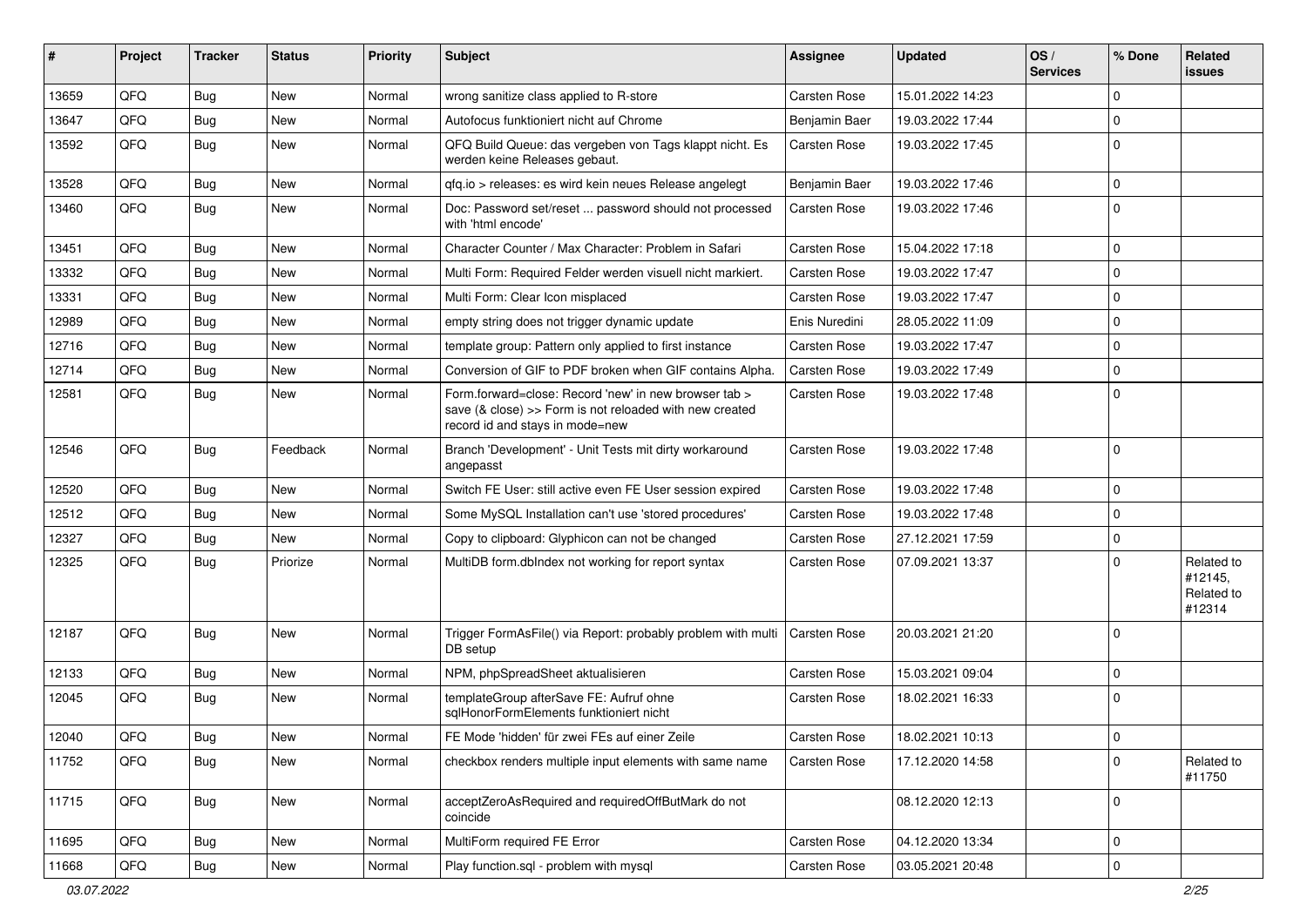| # | Project | Tracker | Status | Priority | Subject | Assignee | Updated | OS / Services | % Done | Related issues |
|---|---|---|---|---|---|---|---|---|---|---|
| 13659 | QFQ | Bug | New | Normal | wrong sanitize class applied to R-store | Carsten Rose | 15.01.2022 14:23 | | 0 | |
| 13647 | QFQ | Bug | New | Normal | Autofocus funktioniert nicht auf Chrome | Benjamin Baer | 19.03.2022 17:44 | | 0 | |
| 13592 | QFQ | Bug | New | Normal | QFQ Build Queue: das vergeben von Tags klappt nicht. Es werden keine Releases gebaut. | Carsten Rose | 19.03.2022 17:45 | | 0 | |
| 13528 | QFQ | Bug | New | Normal | qfq.io > releases: es wird kein neues Release angelegt | Benjamin Baer | 19.03.2022 17:46 | | 0 | |
| 13460 | QFQ | Bug | New | Normal | Doc: Password set/reset ... password should not processed with 'html encode' | Carsten Rose | 19.03.2022 17:46 | | 0 | |
| 13451 | QFQ | Bug | New | Normal | Character Counter / Max Character: Problem in Safari | Carsten Rose | 15.04.2022 17:18 | | 0 | |
| 13332 | QFQ | Bug | New | Normal | Multi Form: Required Felder werden visuell nicht markiert. | Carsten Rose | 19.03.2022 17:47 | | 0 | |
| 13331 | QFQ | Bug | New | Normal | Multi Form: Clear Icon misplaced | Carsten Rose | 19.03.2022 17:47 | | 0 | |
| 12989 | QFQ | Bug | New | Normal | empty string does not trigger dynamic update | Enis Nuredini | 28.05.2022 11:09 | | 0 | |
| 12716 | QFQ | Bug | New | Normal | template group: Pattern only applied to first instance | Carsten Rose | 19.03.2022 17:47 | | 0 | |
| 12714 | QFQ | Bug | New | Normal | Conversion of GIF to PDF broken when GIF contains Alpha. | Carsten Rose | 19.03.2022 17:49 | | 0 | |
| 12581 | QFQ | Bug | New | Normal | Form.forward=close: Record 'new' in new browser tab > save (& close) >> Form is not reloaded with new created record id and stays in mode=new | Carsten Rose | 19.03.2022 17:48 | | 0 | |
| 12546 | QFQ | Bug | Feedback | Normal | Branch 'Development' - Unit Tests mit dirty workaround angepasst | Carsten Rose | 19.03.2022 17:48 | | 0 | |
| 12520 | QFQ | Bug | New | Normal | Switch FE User: still active even FE User session expired | Carsten Rose | 19.03.2022 17:48 | | 0 | |
| 12512 | QFQ | Bug | New | Normal | Some MySQL Installation can't use 'stored procedures' | Carsten Rose | 19.03.2022 17:48 | | 0 | |
| 12327 | QFQ | Bug | New | Normal | Copy to clipboard: Glyphicon can not be changed | Carsten Rose | 27.12.2021 17:59 | | 0 | |
| 12325 | QFQ | Bug | Priorize | Normal | MultiDB form.dbIndex not working for report syntax | Carsten Rose | 07.09.2021 13:37 | | 0 | Related to #12145, Related to #12314 |
| 12187 | QFQ | Bug | New | Normal | Trigger FormAsFile() via Report: probably problem with multi DB setup | Carsten Rose | 20.03.2021 21:20 | | 0 | |
| 12133 | QFQ | Bug | New | Normal | NPM, phpSpreadSheet aktualisieren | Carsten Rose | 15.03.2021 09:04 | | 0 | |
| 12045 | QFQ | Bug | New | Normal | templateGroup afterSave FE: Aufruf ohne sqlHonorFormElements funktioniert nicht | Carsten Rose | 18.02.2021 16:33 | | 0 | |
| 12040 | QFQ | Bug | New | Normal | FE Mode 'hidden' für zwei FEs auf einer Zeile | Carsten Rose | 18.02.2021 10:13 | | 0 | |
| 11752 | QFQ | Bug | New | Normal | checkbox renders multiple input elements with same name | Carsten Rose | 17.12.2020 14:58 | | 0 | Related to #11750 |
| 11715 | QFQ | Bug | New | Normal | acceptZeroAsRequired and requiredOffButMark do not coincide | | 08.12.2020 12:13 | | 0 | |
| 11695 | QFQ | Bug | New | Normal | MultiForm required FE Error | Carsten Rose | 04.12.2020 13:34 | | 0 | |
| 11668 | QFQ | Bug | New | Normal | Play function.sql - problem with mysql | Carsten Rose | 03.05.2021 20:48 | | 0 | |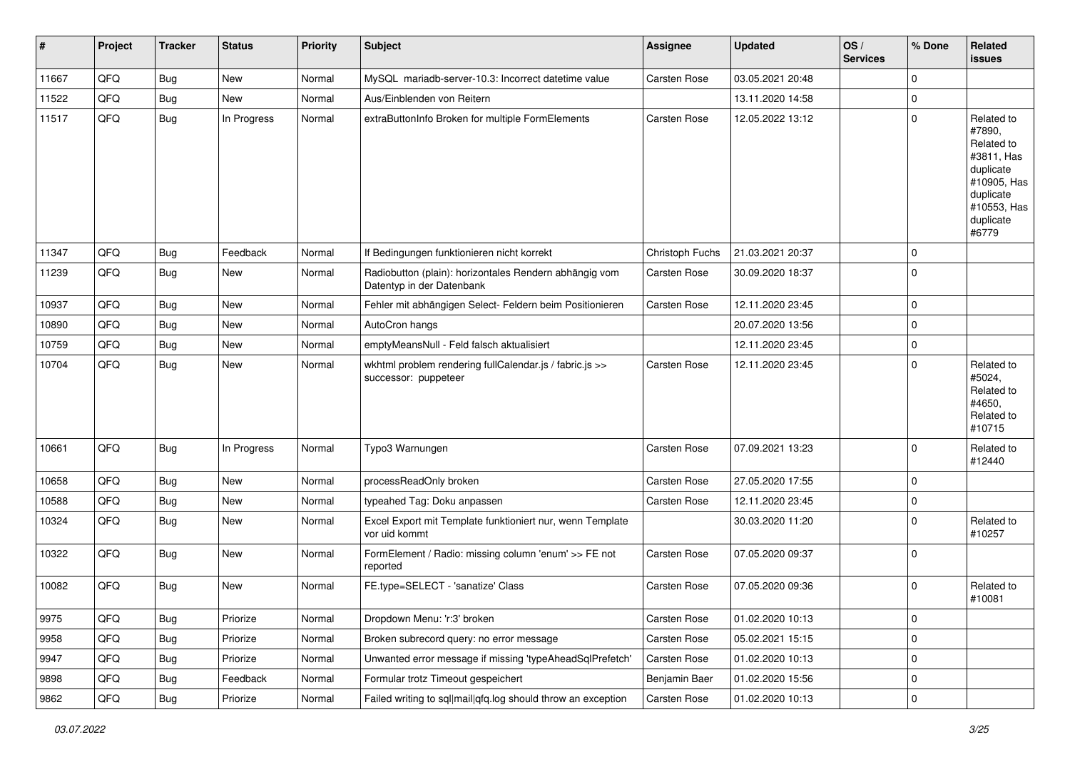| # | Project | Tracker | Status | Priority | Subject | Assignee | Updated | OS / Services | % Done | Related issues |
|---|---|---|---|---|---|---|---|---|---|---|
| 11667 | QFQ | Bug | New | Normal | MySQL mariadb-server-10.3: Incorrect datetime value | Carsten Rose | 03.05.2021 20:48 | | 0 | |
| 11522 | QFQ | Bug | New | Normal | Aus/Einblenden von Reitern | | 13.11.2020 14:58 | | 0 | |
| 11517 | QFQ | Bug | In Progress | Normal | extraButtonInfo Broken for multiple FormElements | Carsten Rose | 12.05.2022 13:12 | | 0 | Related to #7890, Related to #3811, Has duplicate #10905, Has duplicate #10553, Has duplicate #6779 |
| 11347 | QFQ | Bug | Feedback | Normal | If Bedingungen funktionieren nicht korrekt | Christoph Fuchs | 21.03.2021 20:37 | | 0 | |
| 11239 | QFQ | Bug | New | Normal | Radiobutton (plain): horizontales Rendern abhängig vom Datentyp in der Datenbank | Carsten Rose | 30.09.2020 18:37 | | 0 | |
| 10937 | QFQ | Bug | New | Normal | Fehler mit abhängigen Select- Feldern beim Positionieren | Carsten Rose | 12.11.2020 23:45 | | 0 | |
| 10890 | QFQ | Bug | New | Normal | AutoCron hangs | | 20.07.2020 13:56 | | 0 | |
| 10759 | QFQ | Bug | New | Normal | emptyMeansNull - Feld falsch aktualisiert | | 12.11.2020 23:45 | | 0 | |
| 10704 | QFQ | Bug | New | Normal | wkhtml problem rendering fullCalendar.js / fabric.js >> successor: puppeteer | Carsten Rose | 12.11.2020 23:45 | | 0 | Related to #5024, Related to #4650, Related to #10715 |
| 10661 | QFQ | Bug | In Progress | Normal | Typo3 Warnungen | Carsten Rose | 07.09.2021 13:23 | | 0 | Related to #12440 |
| 10658 | QFQ | Bug | New | Normal | processReadOnly broken | Carsten Rose | 27.05.2020 17:55 | | 0 | |
| 10588 | QFQ | Bug | New | Normal | typeahed Tag: Doku anpassen | Carsten Rose | 12.11.2020 23:45 | | 0 | |
| 10324 | QFQ | Bug | New | Normal | Excel Export mit Template funktioniert nur, wenn Template vor uid kommt | | 30.03.2020 11:20 | | 0 | Related to #10257 |
| 10322 | QFQ | Bug | New | Normal | FormElement / Radio: missing column 'enum' >> FE not reported | Carsten Rose | 07.05.2020 09:37 | | 0 | |
| 10082 | QFQ | Bug | New | Normal | FE.type=SELECT - 'sanatize' Class | Carsten Rose | 07.05.2020 09:36 | | 0 | Related to #10081 |
| 9975 | QFQ | Bug | Priorize | Normal | Dropdown Menu: 'r:3' broken | Carsten Rose | 01.02.2020 10:13 | | 0 | |
| 9958 | QFQ | Bug | Priorize | Normal | Broken subrecord query: no error message | Carsten Rose | 05.02.2021 15:15 | | 0 | |
| 9947 | QFQ | Bug | Priorize | Normal | Unwanted error message if missing 'typeAheadSqlPrefetch' | Carsten Rose | 01.02.2020 10:13 | | 0 | |
| 9898 | QFQ | Bug | Feedback | Normal | Formular trotz Timeout gespeichert | Benjamin Baer | 01.02.2020 15:56 | | 0 | |
| 9862 | QFQ | Bug | Priorize | Normal | Failed writing to sql\|mail\|qfq.log should throw an exception | Carsten Rose | 01.02.2020 10:13 | | 0 | |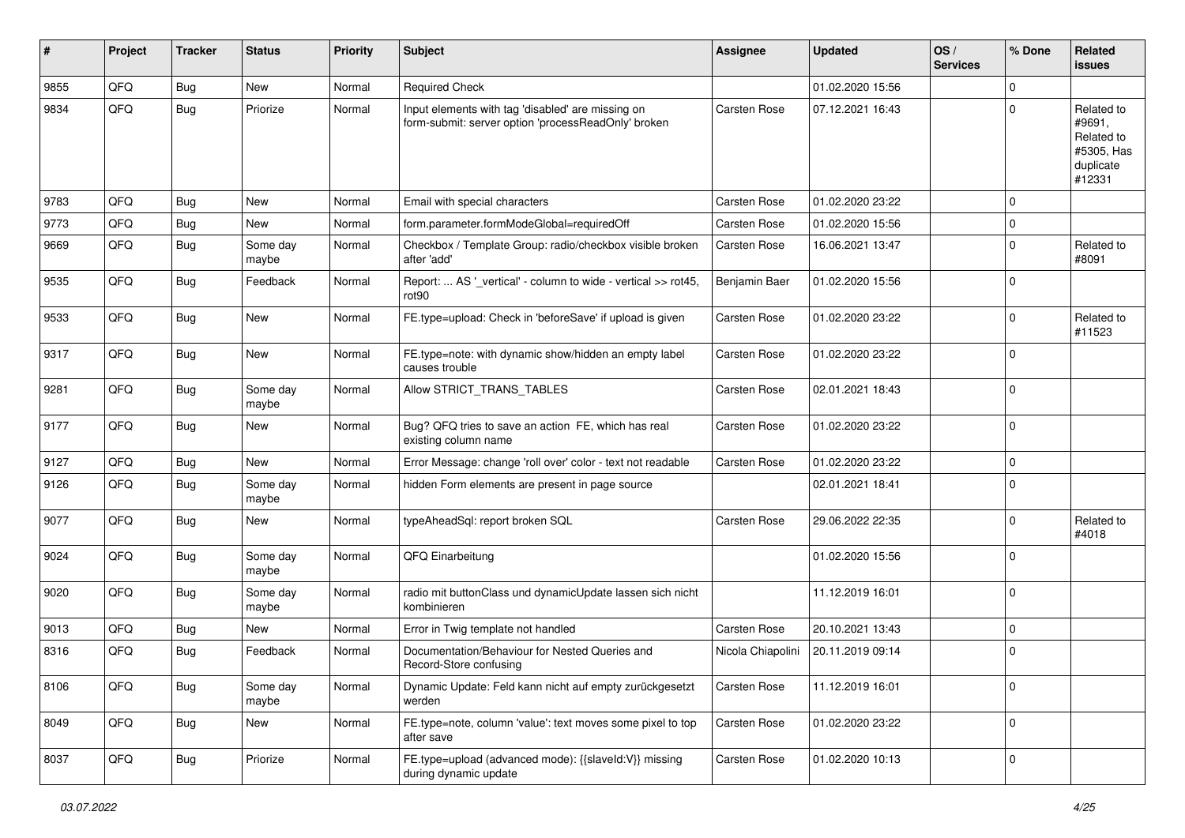| # | Project | Tracker | Status | Priority | Subject | Assignee | Updated | OS / Services | % Done | Related issues |
|---|---|---|---|---|---|---|---|---|---|---|
| 9855 | QFQ | Bug | New | Normal | Required Check | | 01.02.2020 15:56 | | 0 | |
| 9834 | QFQ | Bug | Priorize | Normal | Input elements with tag 'disabled' are missing on form-submit: server option 'processReadOnly' broken | Carsten Rose | 07.12.2021 16:43 | | 0 | Related to #9691, Related to #5305, Has duplicate #12331 |
| 9783 | QFQ | Bug | New | Normal | Email with special characters | Carsten Rose | 01.02.2020 23:22 | | 0 | |
| 9773 | QFQ | Bug | New | Normal | form.parameter.formModeGlobal=requiredOff | Carsten Rose | 01.02.2020 15:56 | | 0 | |
| 9669 | QFQ | Bug | Some day maybe | Normal | Checkbox / Template Group: radio/checkbox visible broken after 'add' | Carsten Rose | 16.06.2021 13:47 | | 0 | Related to #8091 |
| 9535 | QFQ | Bug | Feedback | Normal | Report: ... AS '_vertical' - column to wide - vertical >> rot45, rot90 | Benjamin Baer | 01.02.2020 15:56 | | 0 | |
| 9533 | QFQ | Bug | New | Normal | FE.type=upload: Check in 'beforeSave' if upload is given | Carsten Rose | 01.02.2020 23:22 | | 0 | Related to #11523 |
| 9317 | QFQ | Bug | New | Normal | FE.type=note: with dynamic show/hidden an empty label causes trouble | Carsten Rose | 01.02.2020 23:22 | | 0 | |
| 9281 | QFQ | Bug | Some day maybe | Normal | Allow STRICT_TRANS_TABLES | Carsten Rose | 02.01.2021 18:43 | | 0 | |
| 9177 | QFQ | Bug | New | Normal | Bug? QFQ tries to save an action FE, which has real existing column name | Carsten Rose | 01.02.2020 23:22 | | 0 | |
| 9127 | QFQ | Bug | New | Normal | Error Message: change 'roll over' color - text not readable | Carsten Rose | 01.02.2020 23:22 | | 0 | |
| 9126 | QFQ | Bug | Some day maybe | Normal | hidden Form elements are present in page source | | 02.01.2021 18:41 | | 0 | |
| 9077 | QFQ | Bug | New | Normal | typeAheadSql: report broken SQL | Carsten Rose | 29.06.2022 22:35 | | 0 | Related to #4018 |
| 9024 | QFQ | Bug | Some day maybe | Normal | QFQ Einarbeitung | | 01.02.2020 15:56 | | 0 | |
| 9020 | QFQ | Bug | Some day maybe | Normal | radio mit buttonClass und dynamicUpdate lassen sich nicht kombinieren | | 11.12.2019 16:01 | | 0 | |
| 9013 | QFQ | Bug | New | Normal | Error in Twig template not handled | Carsten Rose | 20.10.2021 13:43 | | 0 | |
| 8316 | QFQ | Bug | Feedback | Normal | Documentation/Behaviour for Nested Queries and Record-Store confusing | Nicola Chiapolini | 20.11.2019 09:14 | | 0 | |
| 8106 | QFQ | Bug | Some day maybe | Normal | Dynamic Update: Feld kann nicht auf empty zurückgesetzt werden | Carsten Rose | 11.12.2019 16:01 | | 0 | |
| 8049 | QFQ | Bug | New | Normal | FE.type=note, column 'value': text moves some pixel to top after save | Carsten Rose | 01.02.2020 23:22 | | 0 | |
| 8037 | QFQ | Bug | Priorize | Normal | FE.type=upload (advanced mode): {{slaveId:V}} missing during dynamic update | Carsten Rose | 01.02.2020 10:13 | | 0 | |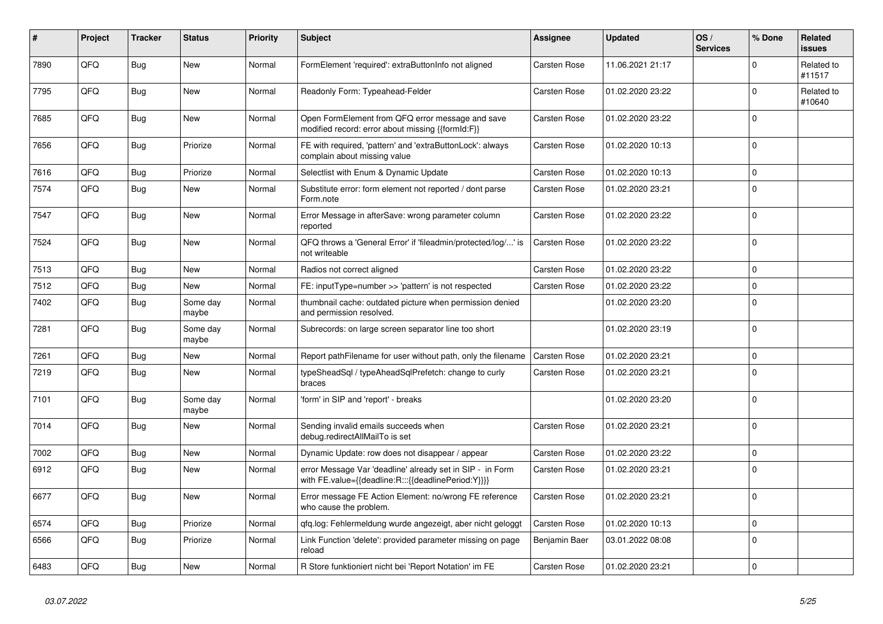| # | Project | Tracker | Status | Priority | Subject | Assignee | Updated | OS / Services | % Done | Related issues |
|---|---|---|---|---|---|---|---|---|---|---|
| 7890 | QFQ | Bug | New | Normal | FormElement 'required': extraButtonInfo not aligned | Carsten Rose | 11.06.2021 21:17 | | 0 | Related to #11517 |
| 7795 | QFQ | Bug | New | Normal | Readonly Form: Typeahead-Felder | Carsten Rose | 01.02.2020 23:22 | | 0 | Related to #10640 |
| 7685 | QFQ | Bug | New | Normal | Open FormElement from QFQ error message and save modified record: error about missing {{formId:F}} | Carsten Rose | 01.02.2020 23:22 | | 0 | |
| 7656 | QFQ | Bug | Priorize | Normal | FE with required, 'pattern' and 'extraButtonLock': always complain about missing value | Carsten Rose | 01.02.2020 10:13 | | 0 | |
| 7616 | QFQ | Bug | Priorize | Normal | Selectlist with Enum & Dynamic Update | Carsten Rose | 01.02.2020 10:13 | | 0 | |
| 7574 | QFQ | Bug | New | Normal | Substitute error: form element not reported / dont parse Form.note | Carsten Rose | 01.02.2020 23:21 | | 0 | |
| 7547 | QFQ | Bug | New | Normal | Error Message in afterSave: wrong parameter column reported | Carsten Rose | 01.02.2020 23:22 | | 0 | |
| 7524 | QFQ | Bug | New | Normal | QFQ throws a 'General Error' if 'fileadmin/protected/log/...' is not writeable | Carsten Rose | 01.02.2020 23:22 | | 0 | |
| 7513 | QFQ | Bug | New | Normal | Radios not correct aligned | Carsten Rose | 01.02.2020 23:22 | | 0 | |
| 7512 | QFQ | Bug | New | Normal | FE: inputType=number >> 'pattern' is not respected | Carsten Rose | 01.02.2020 23:22 | | 0 | |
| 7402 | QFQ | Bug | Some day maybe | Normal | thumbnail cache: outdated picture when permission denied and permission resolved. | | 01.02.2020 23:20 | | 0 | |
| 7281 | QFQ | Bug | Some day maybe | Normal | Subrecords: on large screen separator line too short | | 01.02.2020 23:19 | | 0 | |
| 7261 | QFQ | Bug | New | Normal | Report pathFilename for user without path, only the filename | Carsten Rose | 01.02.2020 23:21 | | 0 | |
| 7219 | QFQ | Bug | New | Normal | typeSheadSql / typeAheadSqlPrefetch: change to curly braces | Carsten Rose | 01.02.2020 23:21 | | 0 | |
| 7101 | QFQ | Bug | Some day maybe | Normal | 'form' in SIP and 'report' - breaks | | 01.02.2020 23:20 | | 0 | |
| 7014 | QFQ | Bug | New | Normal | Sending invalid emails succeeds when debug.redirectAllMailTo is set | Carsten Rose | 01.02.2020 23:21 | | 0 | |
| 7002 | QFQ | Bug | New | Normal | Dynamic Update: row does not disappear / appear | Carsten Rose | 01.02.2020 23:22 | | 0 | |
| 6912 | QFQ | Bug | New | Normal | error Message Var 'deadline' already set in SIP - in Form with FE.value={{deadline:R:::{{deadlinePeriod:Y}}}} | Carsten Rose | 01.02.2020 23:21 | | 0 | |
| 6677 | QFQ | Bug | New | Normal | Error message FE Action Element: no/wrong FE reference who cause the problem. | Carsten Rose | 01.02.2020 23:21 | | 0 | |
| 6574 | QFQ | Bug | Priorize | Normal | qfq.log: Fehlermeldung wurde angezeigt, aber nicht geloggt | Carsten Rose | 01.02.2020 10:13 | | 0 | |
| 6566 | QFQ | Bug | Priorize | Normal | Link Function 'delete': provided parameter missing on page reload | Benjamin Baer | 03.01.2022 08:08 | | 0 | |
| 6483 | QFQ | Bug | New | Normal | R Store funktioniert nicht bei 'Report Notation' im FE | Carsten Rose | 01.02.2020 23:21 | | 0 | |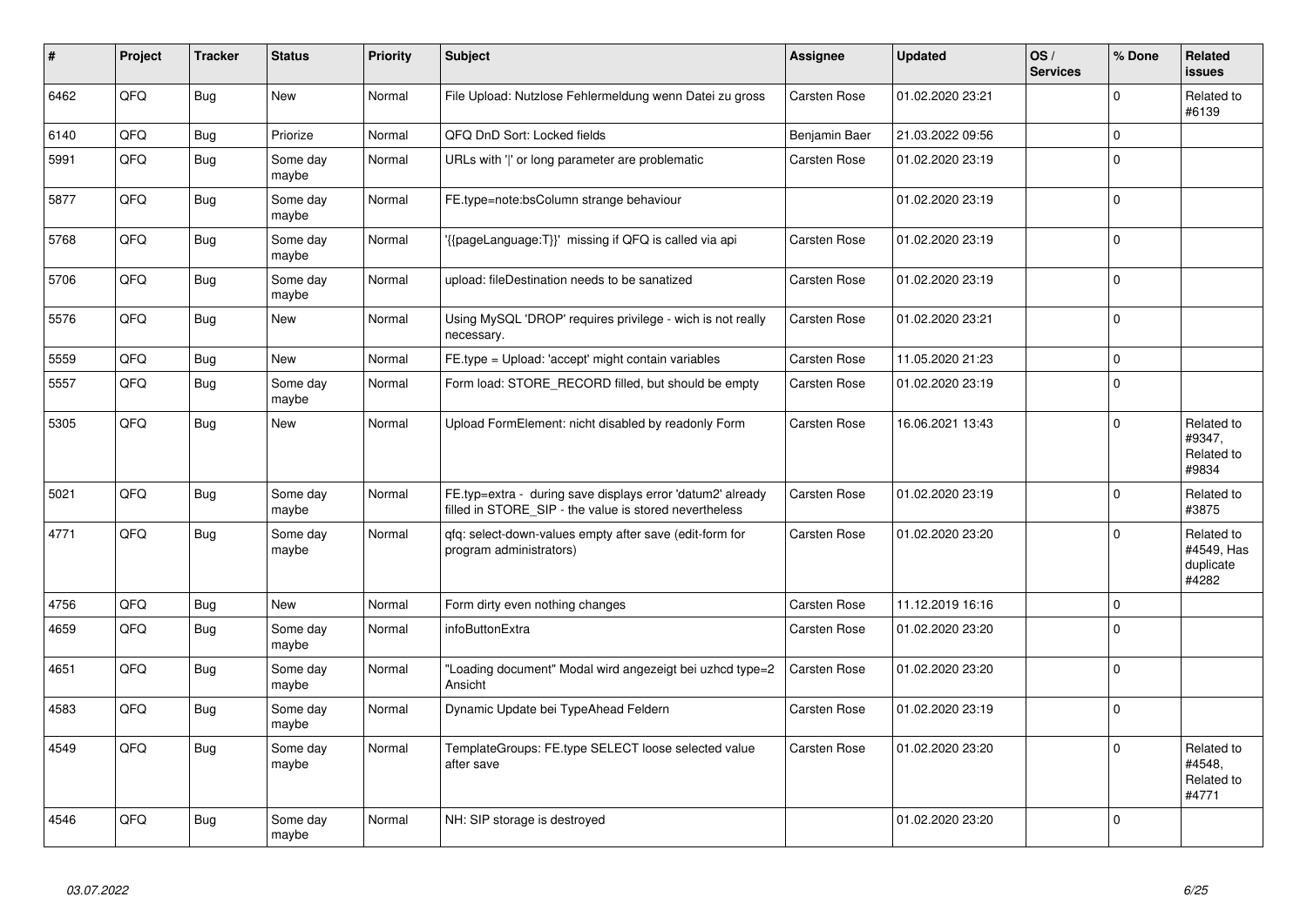| # | Project | Tracker | Status | Priority | Subject | Assignee | Updated | OS / Services | % Done | Related issues |
|---|---|---|---|---|---|---|---|---|---|---|
| 6462 | QFQ | Bug | New | Normal | File Upload: Nutzlose Fehlermeldung wenn Datei zu gross | Carsten Rose | 01.02.2020 23:21 | | 0 | Related to #6139 |
| 6140 | QFQ | Bug | Priorize | Normal | QFQ DnD Sort: Locked fields | Benjamin Baer | 21.03.2022 09:56 | | 0 | |
| 5991 | QFQ | Bug | Some day maybe | Normal | URLs with ' ' or long parameter are problematic | Carsten Rose | 01.02.2020 23:19 | | 0 | |
| 5877 | QFQ | Bug | Some day maybe | Normal | FE.type=note:bsColumn strange behaviour | | 01.02.2020 23:19 | | 0 | |
| 5768 | QFQ | Bug | Some day maybe | Normal | '{{pageLanguage:T}}' missing if QFQ is called via api | Carsten Rose | 01.02.2020 23:19 | | 0 | |
| 5706 | QFQ | Bug | Some day maybe | Normal | upload: fileDestination needs to be sanatized | Carsten Rose | 01.02.2020 23:19 | | 0 | |
| 5576 | QFQ | Bug | New | Normal | Using MySQL 'DROP' requires privilege - wich is not really necessary. | Carsten Rose | 01.02.2020 23:21 | | 0 | |
| 5559 | QFQ | Bug | New | Normal | FE.type = Upload: 'accept' might contain variables | Carsten Rose | 11.05.2020 21:23 | | 0 | |
| 5557 | QFQ | Bug | Some day maybe | Normal | Form load: STORE_RECORD filled, but should be empty | Carsten Rose | 01.02.2020 23:19 | | 0 | |
| 5305 | QFQ | Bug | New | Normal | Upload FormElement: nicht disabled by readonly Form | Carsten Rose | 16.06.2021 13:43 | | 0 | Related to #9347, Related to #9834 |
| 5021 | QFQ | Bug | Some day maybe | Normal | FE.typ=extra - during save displays error 'datum2' already filled in STORE_SIP - the value is stored nevertheless | Carsten Rose | 01.02.2020 23:19 | | 0 | Related to #3875 |
| 4771 | QFQ | Bug | Some day maybe | Normal | qfq: select-down-values empty after save (edit-form for program administrators) | Carsten Rose | 01.02.2020 23:20 | | 0 | Related to #4549, Has duplicate #4282 |
| 4756 | QFQ | Bug | New | Normal | Form dirty even nothing changes | Carsten Rose | 11.12.2019 16:16 | | 0 | |
| 4659 | QFQ | Bug | Some day maybe | Normal | infoButtonExtra | Carsten Rose | 01.02.2020 23:20 | | 0 | |
| 4651 | QFQ | Bug | Some day maybe | Normal | "Loading document" Modal wird angezeigt bei uzhcd type=2 Ansicht | Carsten Rose | 01.02.2020 23:20 | | 0 | |
| 4583 | QFQ | Bug | Some day maybe | Normal | Dynamic Update bei TypeAhead Feldern | Carsten Rose | 01.02.2020 23:19 | | 0 | |
| 4549 | QFQ | Bug | Some day maybe | Normal | TemplateGroups: FE.type SELECT loose selected value after save | Carsten Rose | 01.02.2020 23:20 | | 0 | Related to #4548, Related to #4771 |
| 4546 | QFQ | Bug | Some day maybe | Normal | NH: SIP storage is destroyed | | 01.02.2020 23:20 | | 0 | |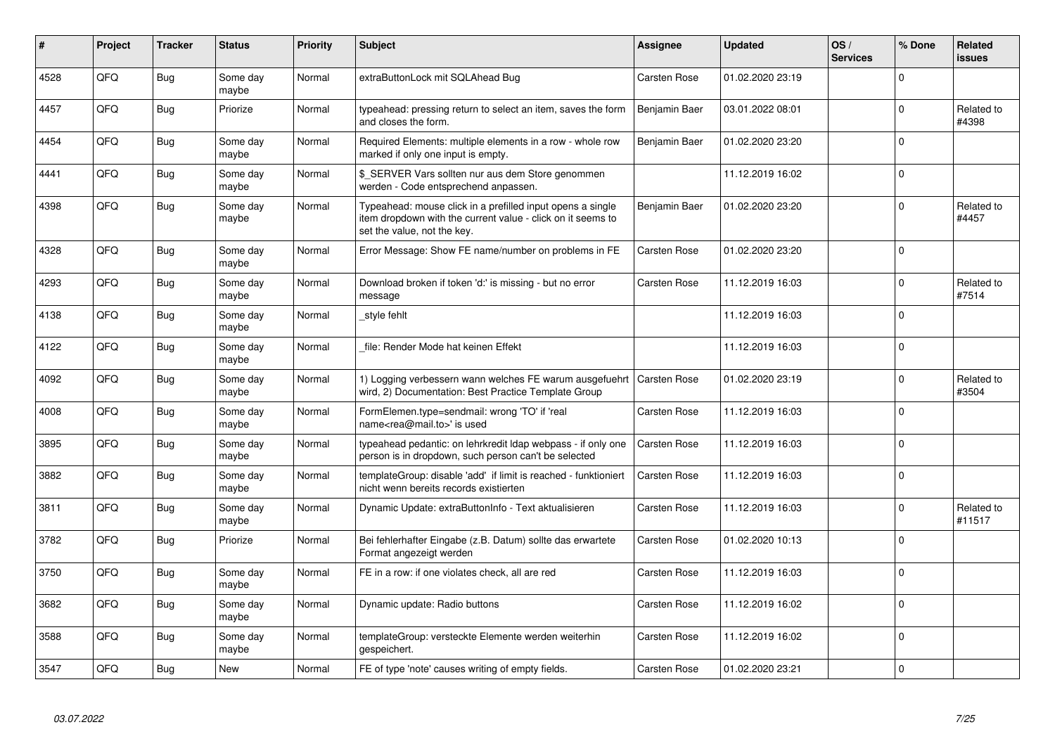| # | Project | Tracker | Status | Priority | Subject | Assignee | Updated | OS / Services | % Done | Related issues |
|---|---|---|---|---|---|---|---|---|---|---|
| 4528 | QFQ | Bug | Some day maybe | Normal | extraButtonLock mit SQLAhead Bug | Carsten Rose | 01.02.2020 23:19 | | 0 | |
| 4457 | QFQ | Bug | Priorize | Normal | typeahead: pressing return to select an item, saves the form and closes the form. | Benjamin Baer | 03.01.2022 08:01 | | 0 | Related to #4398 |
| 4454 | QFQ | Bug | Some day maybe | Normal | Required Elements: multiple elements in a row - whole row marked if only one input is empty. | Benjamin Baer | 01.02.2020 23:20 | | 0 | |
| 4441 | QFQ | Bug | Some day maybe | Normal | $_SERVER Vars sollten nur aus dem Store genommen werden - Code entsprechend anpassen. | | 11.12.2019 16:02 | | 0 | |
| 4398 | QFQ | Bug | Some day maybe | Normal | Typeahead: mouse click in a prefilled input opens a single item dropdown with the current value - click on it seems to set the value, not the key. | Benjamin Baer | 01.02.2020 23:20 | | 0 | Related to #4457 |
| 4328 | QFQ | Bug | Some day maybe | Normal | Error Message: Show FE name/number on problems in FE | Carsten Rose | 01.02.2020 23:20 | | 0 | |
| 4293 | QFQ | Bug | Some day maybe | Normal | Download broken if token 'd:' is missing - but no error message | Carsten Rose | 11.12.2019 16:03 | | 0 | Related to #7514 |
| 4138 | QFQ | Bug | Some day maybe | Normal | _style fehlt | | 11.12.2019 16:03 | | 0 | |
| 4122 | QFQ | Bug | Some day maybe | Normal | _file: Render Mode hat keinen Effekt | | 11.12.2019 16:03 | | 0 | |
| 4092 | QFQ | Bug | Some day maybe | Normal | 1) Logging verbessern wann welches FE warum ausgefuehrt wird, 2) Documentation: Best Practice Template Group | Carsten Rose | 01.02.2020 23:19 | | 0 | Related to #3504 |
| 4008 | QFQ | Bug | Some day maybe | Normal | FormElemen.type=sendmail: wrong 'TO' if 'real name<rea@mail.to>' is used | Carsten Rose | 11.12.2019 16:03 | | 0 | |
| 3895 | QFQ | Bug | Some day maybe | Normal | typeahead pedantic: on lehrkredit ldap webpass - if only one person is in dropdown, such person can't be selected | Carsten Rose | 11.12.2019 16:03 | | 0 | |
| 3882 | QFQ | Bug | Some day maybe | Normal | templateGroup: disable 'add' if limit is reached - funktioniert nicht wenn bereits records existierten | Carsten Rose | 11.12.2019 16:03 | | 0 | |
| 3811 | QFQ | Bug | Some day maybe | Normal | Dynamic Update: extraButtonInfo - Text aktualisieren | Carsten Rose | 11.12.2019 16:03 | | 0 | Related to #11517 |
| 3782 | QFQ | Bug | Priorize | Normal | Bei fehlerhafter Eingabe (z.B. Datum) sollte das erwartete Format angezeigt werden | Carsten Rose | 01.02.2020 10:13 | | 0 | |
| 3750 | QFQ | Bug | Some day maybe | Normal | FE in a row: if one violates check, all are red | Carsten Rose | 11.12.2019 16:03 | | 0 | |
| 3682 | QFQ | Bug | Some day maybe | Normal | Dynamic update: Radio buttons | Carsten Rose | 11.12.2019 16:02 | | 0 | |
| 3588 | QFQ | Bug | Some day maybe | Normal | templateGroup: versteckte Elemente werden weiterhin gespeichert. | Carsten Rose | 11.12.2019 16:02 | | 0 | |
| 3547 | QFQ | Bug | New | Normal | FE of type 'note' causes writing of empty fields. | Carsten Rose | 01.02.2020 23:21 | | 0 | |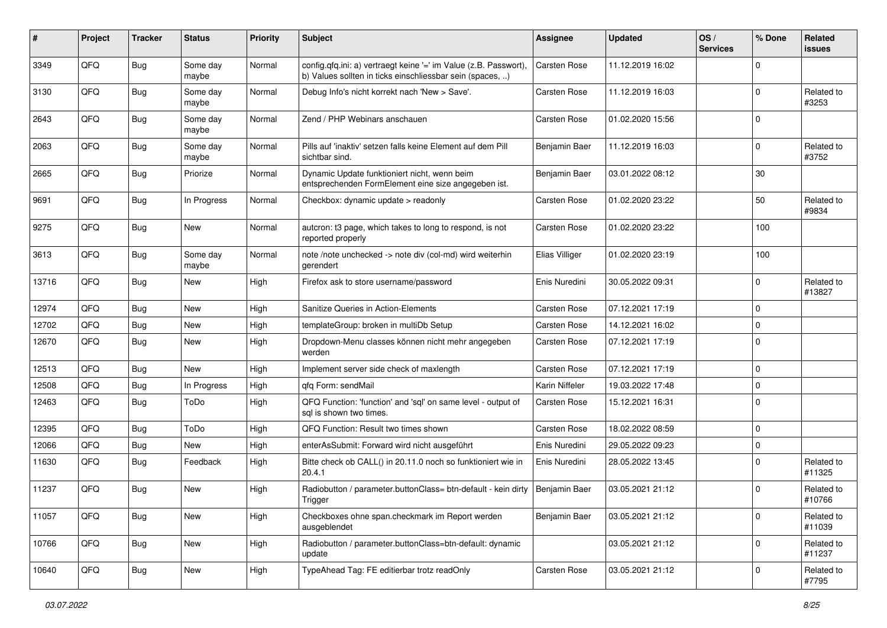| # | Project | Tracker | Status | Priority | Subject | Assignee | Updated | OS / Services | % Done | Related issues |
|---|---|---|---|---|---|---|---|---|---|---|
| 3349 | QFQ | Bug | Some day maybe | Normal | config.qfq.ini: a) vertraegt keine '=' im Value (z.B. Passwort), b) Values sollten in ticks einschliessbar sein (spaces, ..) | Carsten Rose | 11.12.2019 16:02 | | 0 | |
| 3130 | QFQ | Bug | Some day maybe | Normal | Debug Info's nicht korrekt nach 'New > Save'. | Carsten Rose | 11.12.2019 16:03 | | 0 | Related to #3253 |
| 2643 | QFQ | Bug | Some day maybe | Normal | Zend / PHP Webinars anschauen | Carsten Rose | 01.02.2020 15:56 | | 0 | |
| 2063 | QFQ | Bug | Some day maybe | Normal | Pills auf 'inaktiv' setzen falls keine Element auf dem Pill sichtbar sind. | Benjamin Baer | 11.12.2019 16:03 | | 0 | Related to #3752 |
| 2665 | QFQ | Bug | Priorize | Normal | Dynamic Update funktioniert nicht, wenn beim entsprechenden FormElement eine size angegeben ist. | Benjamin Baer | 03.01.2022 08:12 | | 30 | |
| 9691 | QFQ | Bug | In Progress | Normal | Checkbox: dynamic update > readonly | Carsten Rose | 01.02.2020 23:22 | | 50 | Related to #9834 |
| 9275 | QFQ | Bug | New | Normal | autcron: t3 page, which takes to long to respond, is not reported properly | Carsten Rose | 01.02.2020 23:22 | | 100 | |
| 3613 | QFQ | Bug | Some day maybe | Normal | note /note unchecked -> note div (col-md) wird weiterhin gerendert | Elias Villiger | 01.02.2020 23:19 | | 100 | |
| 13716 | QFQ | Bug | New | High | Firefox ask to store username/password | Enis Nuredini | 30.05.2022 09:31 | | 0 | Related to #13827 |
| 12974 | QFQ | Bug | New | High | Sanitize Queries in Action-Elements | Carsten Rose | 07.12.2021 17:19 | | 0 | |
| 12702 | QFQ | Bug | New | High | templateGroup: broken in multiDb Setup | Carsten Rose | 14.12.2021 16:02 | | 0 | |
| 12670 | QFQ | Bug | New | High | Dropdown-Menu classes können nicht mehr angegeben werden | Carsten Rose | 07.12.2021 17:19 | | 0 | |
| 12513 | QFQ | Bug | New | High | Implement server side check of maxlength | Carsten Rose | 07.12.2021 17:19 | | 0 | |
| 12508 | QFQ | Bug | In Progress | High | qfq Form: sendMail | Karin Niffeler | 19.03.2022 17:48 | | 0 | |
| 12463 | QFQ | Bug | ToDo | High | QFQ Function: 'function' and 'sql' on same level - output of sql is shown two times. | Carsten Rose | 15.12.2021 16:31 | | 0 | |
| 12395 | QFQ | Bug | ToDo | High | QFQ Function: Result two times shown | Carsten Rose | 18.02.2022 08:59 | | 0 | |
| 12066 | QFQ | Bug | New | High | enterAsSubmit: Forward wird nicht ausgeführt | Enis Nuredini | 29.05.2022 09:23 | | 0 | |
| 11630 | QFQ | Bug | Feedback | High | Bitte check ob CALL() in 20.11.0 noch so funktioniert wie in 20.4.1 | Enis Nuredini | 28.05.2022 13:45 | | 0 | Related to #11325 |
| 11237 | QFQ | Bug | New | High | Radiobutton / parameter.buttonClass= btn-default - kein dirty Trigger | Benjamin Baer | 03.05.2021 21:12 | | 0 | Related to #10766 |
| 11057 | QFQ | Bug | New | High | Checkboxes ohne span.checkmark im Report werden ausgeblendet | Benjamin Baer | 03.05.2021 21:12 | | 0 | Related to #11039 |
| 10766 | QFQ | Bug | New | High | Radiobutton / parameter.buttonClass=btn-default: dynamic update | | 03.05.2021 21:12 | | 0 | Related to #11237 |
| 10640 | QFQ | Bug | New | High | TypeAhead Tag: FE editierbar trotz readOnly | Carsten Rose | 03.05.2021 21:12 | | 0 | Related to #7795 |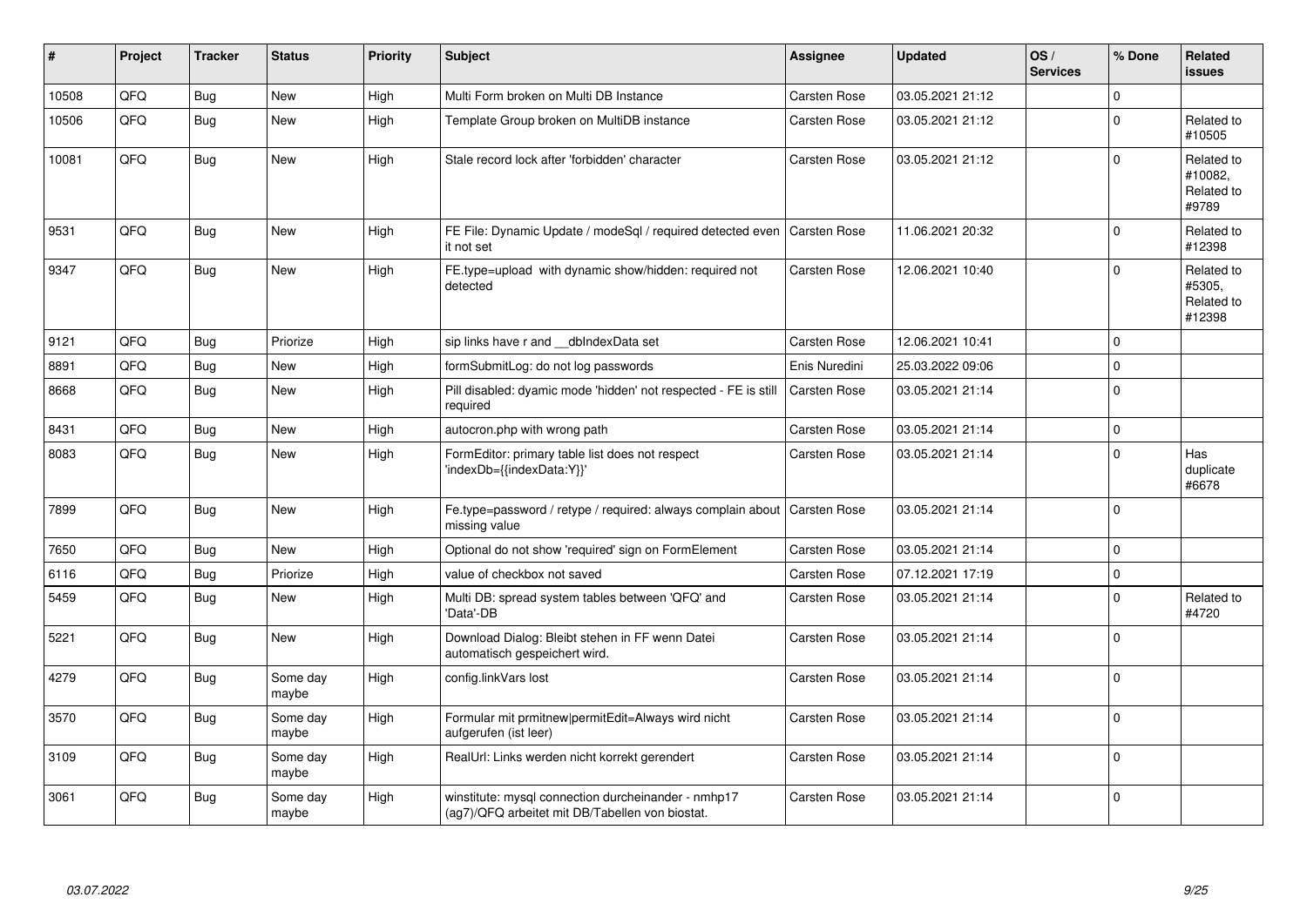| # | Project | Tracker | Status | Priority | Subject | Assignee | Updated | OS / Services | % Done | Related issues |
|---|---|---|---|---|---|---|---|---|---|---|
| 10508 | QFQ | Bug | New | High | Multi Form broken on Multi DB Instance | Carsten Rose | 03.05.2021 21:12 | | 0 | |
| 10506 | QFQ | Bug | New | High | Template Group broken on MultiDB instance | Carsten Rose | 03.05.2021 21:12 | | 0 | Related to #10505 |
| 10081 | QFQ | Bug | New | High | Stale record lock after 'forbidden' character | Carsten Rose | 03.05.2021 21:12 | | 0 | Related to #10082, Related to #9789 |
| 9531 | QFQ | Bug | New | High | FE File: Dynamic Update / modeSql / required detected even it not set | Carsten Rose | 11.06.2021 20:32 | | 0 | Related to #12398 |
| 9347 | QFQ | Bug | New | High | FE.type=upload with dynamic show/hidden: required not detected | Carsten Rose | 12.06.2021 10:40 | | 0 | Related to #5305, Related to #12398 |
| 9121 | QFQ | Bug | Priorize | High | sip links have r and __dbIndexData set | Carsten Rose | 12.06.2021 10:41 | | 0 | |
| 8891 | QFQ | Bug | New | High | formSubmitLog: do not log passwords | Enis Nuredini | 25.03.2022 09:06 | | 0 | |
| 8668 | QFQ | Bug | New | High | Pill disabled: dyamic mode 'hidden' not respected - FE is still required | Carsten Rose | 03.05.2021 21:14 | | 0 | |
| 8431 | QFQ | Bug | New | High | autocron.php with wrong path | Carsten Rose | 03.05.2021 21:14 | | 0 | |
| 8083 | QFQ | Bug | New | High | FormEditor: primary table list does not respect 'indexDb={{indexData:Y}}' | Carsten Rose | 03.05.2021 21:14 | | 0 | Has duplicate #6678 |
| 7899 | QFQ | Bug | New | High | Fe.type=password / retype / required: always complain about missing value | Carsten Rose | 03.05.2021 21:14 | | 0 | |
| 7650 | QFQ | Bug | New | High | Optional do not show 'required' sign on FormElement | Carsten Rose | 03.05.2021 21:14 | | 0 | |
| 6116 | QFQ | Bug | Priorize | High | value of checkbox not saved | Carsten Rose | 07.12.2021 17:19 | | 0 | |
| 5459 | QFQ | Bug | New | High | Multi DB: spread system tables between 'QFQ' and 'Data'-DB | Carsten Rose | 03.05.2021 21:14 | | 0 | Related to #4720 |
| 5221 | QFQ | Bug | New | High | Download Dialog: Bleibt stehen in FF wenn Datei automatisch gespeichert wird. | Carsten Rose | 03.05.2021 21:14 | | 0 | |
| 4279 | QFQ | Bug | Some day maybe | High | config.linkVars lost | Carsten Rose | 03.05.2021 21:14 | | 0 | |
| 3570 | QFQ | Bug | Some day maybe | High | Formular mit prmitnew\|permitEdit=Always wird nicht aufgerufen (ist leer) | Carsten Rose | 03.05.2021 21:14 | | 0 | |
| 3109 | QFQ | Bug | Some day maybe | High | RealUrl: Links werden nicht korrekt gerendert | Carsten Rose | 03.05.2021 21:14 | | 0 | |
| 3061 | QFQ | Bug | Some day maybe | High | winstitute: mysql connection durcheinander - nmhp17 (ag7)/QFQ arbeitet mit DB/Tabellen von biostat. | Carsten Rose | 03.05.2021 21:14 | | 0 | |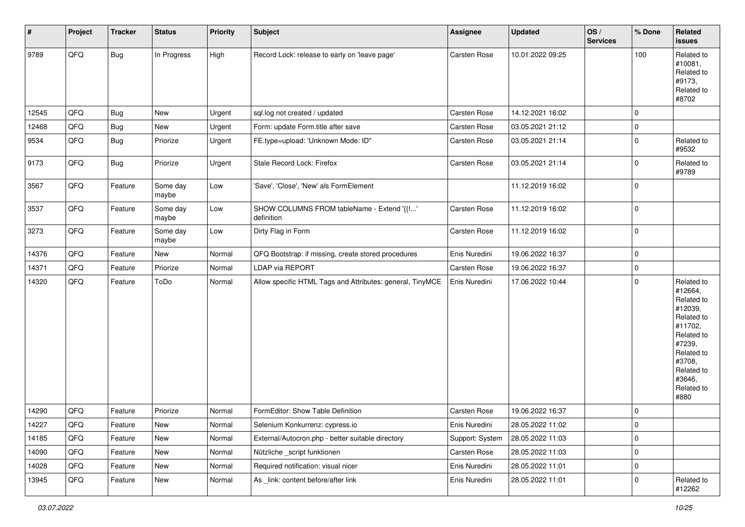| # | Project | Tracker | Status | Priority | Subject | Assignee | Updated | OS / Services | % Done | Related issues |
|---|---|---|---|---|---|---|---|---|---|---|
| 9789 | QFQ | Bug | In Progress | High | Record Lock: release to early on 'leave page' | Carsten Rose | 10.01.2022 09:25 | | 100 | Related to #10081, Related to #9173, Related to #8702 |
| 12545 | QFQ | Bug | New | Urgent | sql.log not created / updated | Carsten Rose | 14.12.2021 16:02 | | 0 | |
| 12468 | QFQ | Bug | New | Urgent | Form: update Form.title after save | Carsten Rose | 03.05.2021 21:12 | | 0 | |
| 9534 | QFQ | Bug | Priorize | Urgent | FE.type=upload: 'Unknown Mode: ID" | Carsten Rose | 03.05.2021 21:14 | | 0 | Related to #9532 |
| 9173 | QFQ | Bug | Priorize | Urgent | Stale Record Lock: Firefox | Carsten Rose | 03.05.2021 21:14 | | 0 | Related to #9789 |
| 3567 | QFQ | Feature | Some day maybe | Low | 'Save', 'Close', 'New' als FormElement | | 11.12.2019 16:02 | | 0 | |
| 3537 | QFQ | Feature | Some day maybe | Low | SHOW COLUMNS FROM tableName - Extend '{{!...' definition | Carsten Rose | 11.12.2019 16:02 | | 0 | |
| 3273 | QFQ | Feature | Some day maybe | Low | Dirty Flag in Form | Carsten Rose | 11.12.2019 16:02 | | 0 | |
| 14376 | QFQ | Feature | New | Normal | QFQ Bootstrap: if missing, create stored procedures | Enis Nuredini | 19.06.2022 16:37 | | 0 | |
| 14371 | QFQ | Feature | Priorize | Normal | LDAP via REPORT | Carsten Rose | 19.06.2022 16:37 | | 0 | |
| 14320 | QFQ | Feature | ToDo | Normal | Allow specific HTML Tags and Attributes: general, TinyMCE | Enis Nuredini | 17.06.2022 10:44 | | 0 | Related to #12664, Related to #12039, Related to #11702, Related to #7239, Related to #3708, Related to #3646, Related to #880 |
| 14290 | QFQ | Feature | Priorize | Normal | FormEditor: Show Table Definition | Carsten Rose | 19.06.2022 16:37 | | 0 | |
| 14227 | QFQ | Feature | New | Normal | Selenium Konkurrenz: cypress.io | Enis Nuredini | 28.05.2022 11:02 | | 0 | |
| 14185 | QFQ | Feature | New | Normal | External/Autocron.php - better suitable directory | Support: System | 28.05.2022 11:03 | | 0 | |
| 14090 | QFQ | Feature | New | Normal | Nützliche _script funktionen | Carsten Rose | 28.05.2022 11:03 | | 0 | |
| 14028 | QFQ | Feature | New | Normal | Required notification: visual nicer | Enis Nuredini | 28.05.2022 11:01 | | 0 | |
| 13945 | QFQ | Feature | New | Normal | As _link: content before/after link | Enis Nuredini | 28.05.2022 11:01 | | 0 | Related to #12262 |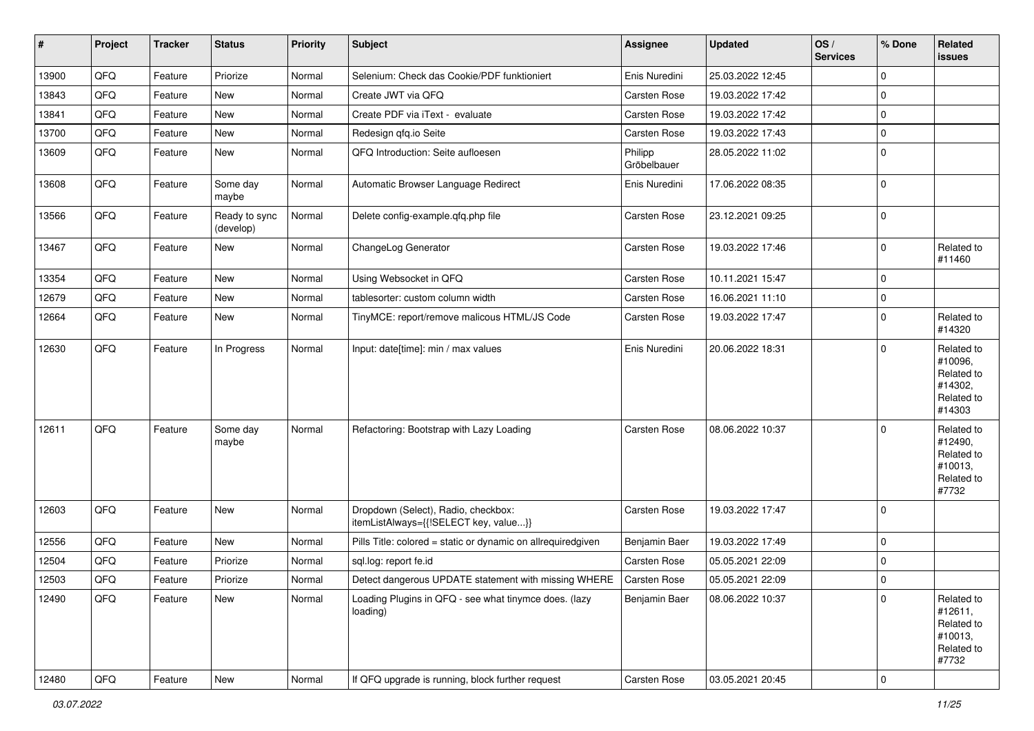| # | Project | Tracker | Status | Priority | Subject | Assignee | Updated | OS / Services | % Done | Related issues |
|---|---|---|---|---|---|---|---|---|---|---|
| 13900 | QFQ | Feature | Priorize | Normal | Selenium: Check das Cookie/PDF funktioniert | Enis Nuredini | 25.03.2022 12:45 | | 0 | |
| 13843 | QFQ | Feature | New | Normal | Create JWT via QFQ | Carsten Rose | 19.03.2022 17:42 | | 0 | |
| 13841 | QFQ | Feature | New | Normal | Create PDF via iText - evaluate | Carsten Rose | 19.03.2022 17:42 | | 0 | |
| 13700 | QFQ | Feature | New | Normal | Redesign qfq.io Seite | Carsten Rose | 19.03.2022 17:43 | | 0 | |
| 13609 | QFQ | Feature | New | Normal | QFQ Introduction: Seite aufloesen | Philipp Gröbelbauer | 28.05.2022 11:02 | | 0 | |
| 13608 | QFQ | Feature | Some day maybe | Normal | Automatic Browser Language Redirect | Enis Nuredini | 17.06.2022 08:35 | | 0 | |
| 13566 | QFQ | Feature | Ready to sync (develop) | Normal | Delete config-example.qfq.php file | Carsten Rose | 23.12.2021 09:25 | | 0 | |
| 13467 | QFQ | Feature | New | Normal | ChangeLog Generator | Carsten Rose | 19.03.2022 17:46 | | 0 | Related to #11460 |
| 13354 | QFQ | Feature | New | Normal | Using Websocket in QFQ | Carsten Rose | 10.11.2021 15:47 | | 0 | |
| 12679 | QFQ | Feature | New | Normal | tablesorter: custom column width | Carsten Rose | 16.06.2021 11:10 | | 0 | |
| 12664 | QFQ | Feature | New | Normal | TinyMCE: report/remove malicous HTML/JS Code | Carsten Rose | 19.03.2022 17:47 | | 0 | Related to #14320 |
| 12630 | QFQ | Feature | In Progress | Normal | Input: date[time]: min / max values | Enis Nuredini | 20.06.2022 18:31 | | 0 | Related to #10096, Related to #14302, Related to #14303 |
| 12611 | QFQ | Feature | Some day maybe | Normal | Refactoring: Bootstrap with Lazy Loading | Carsten Rose | 08.06.2022 10:37 | | 0 | Related to #12490, Related to #10013, Related to #7732 |
| 12603 | QFQ | Feature | New | Normal | Dropdown (Select), Radio, checkbox: itemListAlways={{!SELECT key, value...}} | Carsten Rose | 19.03.2022 17:47 | | 0 | |
| 12556 | QFQ | Feature | New | Normal | Pills Title: colored = static or dynamic on allrequiredgiven | Benjamin Baer | 19.03.2022 17:49 | | 0 | |
| 12504 | QFQ | Feature | Priorize | Normal | sql.log: report fe.id | Carsten Rose | 05.05.2021 22:09 | | 0 | |
| 12503 | QFQ | Feature | Priorize | Normal | Detect dangerous UPDATE statement with missing WHERE | Carsten Rose | 05.05.2021 22:09 | | 0 | |
| 12490 | QFQ | Feature | New | Normal | Loading Plugins in QFQ - see what tinymce does. (lazy loading) | Benjamin Baer | 08.06.2022 10:37 | | 0 | Related to #12611, Related to #10013, Related to #7732 |
| 12480 | QFQ | Feature | New | Normal | If QFQ upgrade is running, block further request | Carsten Rose | 03.05.2021 20:45 | | 0 | |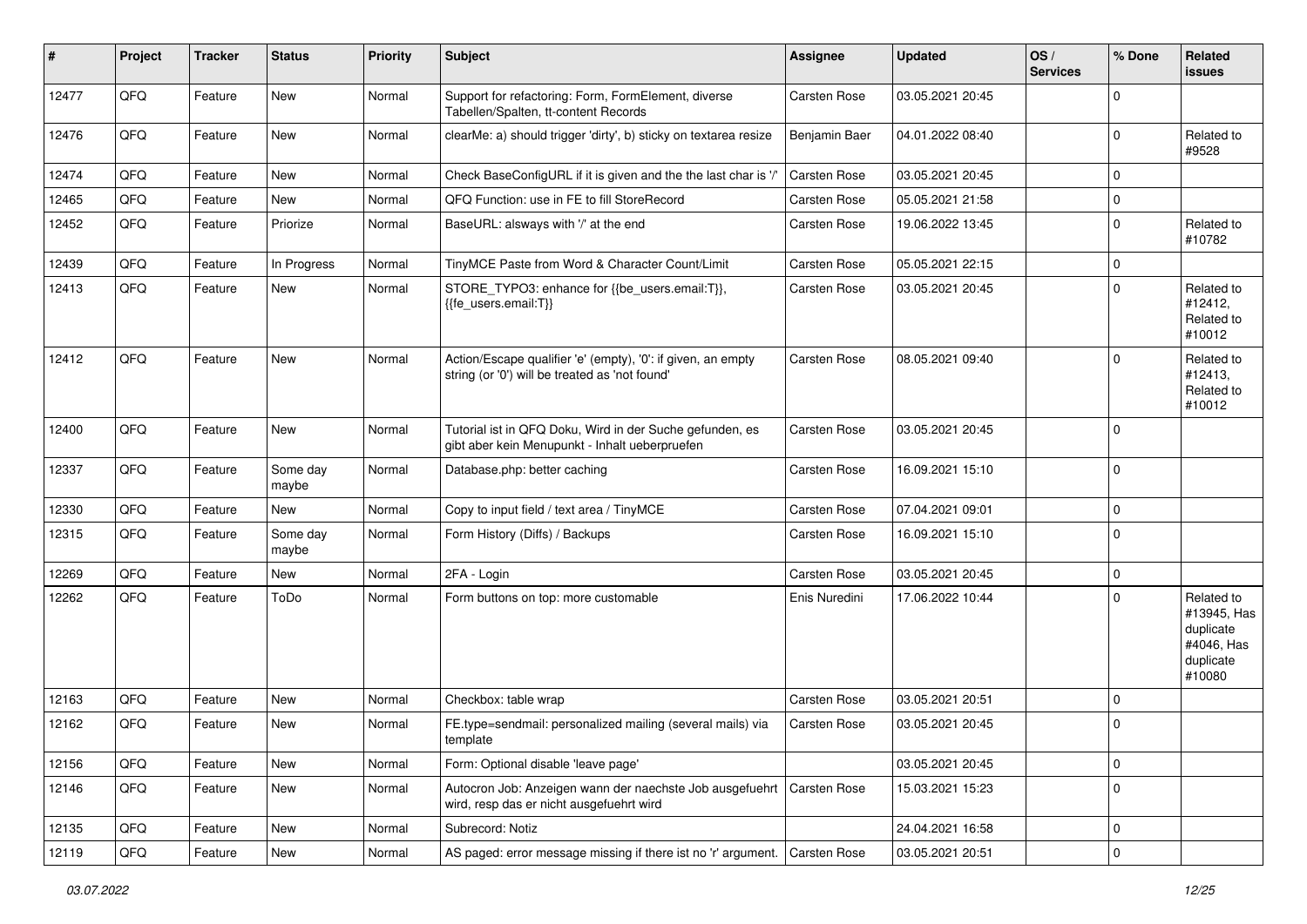| # | Project | Tracker | Status | Priority | Subject | Assignee | Updated | OS / Services | % Done | Related issues |
|---|---|---|---|---|---|---|---|---|---|---|
| 12477 | QFQ | Feature | New | Normal | Support for refactoring: Form, FormElement, diverse Tabellen/Spalten, tt-content Records | Carsten Rose | 03.05.2021 20:45 | | 0 | |
| 12476 | QFQ | Feature | New | Normal | clearMe: a) should trigger 'dirty', b) sticky on textarea resize | Benjamin Baer | 04.01.2022 08:40 | | 0 | Related to #9528 |
| 12474 | QFQ | Feature | New | Normal | Check BaseConfigURL if it is given and the the last char is '/' | Carsten Rose | 03.05.2021 20:45 | | 0 | |
| 12465 | QFQ | Feature | New | Normal | QFQ Function: use in FE to fill StoreRecord | Carsten Rose | 05.05.2021 21:58 | | 0 | |
| 12452 | QFQ | Feature | Priorize | Normal | BaseURL: alsways with '/' at the end | Carsten Rose | 19.06.2022 13:45 | | 0 | Related to #10782 |
| 12439 | QFQ | Feature | In Progress | Normal | TinyMCE Paste from Word & Character Count/Limit | Carsten Rose | 05.05.2021 22:15 | | 0 | |
| 12413 | QFQ | Feature | New | Normal | STORE_TYPO3: enhance for {{be_users.email:T}}, {{fe_users.email:T}} | Carsten Rose | 03.05.2021 20:45 | | 0 | Related to #12412, Related to #10012 |
| 12412 | QFQ | Feature | New | Normal | Action/Escape qualifier 'e' (empty), '0': if given, an empty string (or '0') will be treated as 'not found' | Carsten Rose | 08.05.2021 09:40 | | 0 | Related to #12413, Related to #10012 |
| 12400 | QFQ | Feature | New | Normal | Tutorial ist in QFQ Doku, Wird in der Suche gefunden, es gibt aber kein Menupunkt - Inhalt ueberpruefen | Carsten Rose | 03.05.2021 20:45 | | 0 | |
| 12337 | QFQ | Feature | Some day maybe | Normal | Database.php: better caching | Carsten Rose | 16.09.2021 15:10 | | 0 | |
| 12330 | QFQ | Feature | New | Normal | Copy to input field / text area / TinyMCE | Carsten Rose | 07.04.2021 09:01 | | 0 | |
| 12315 | QFQ | Feature | Some day maybe | Normal | Form History (Diffs) / Backups | Carsten Rose | 16.09.2021 15:10 | | 0 | |
| 12269 | QFQ | Feature | New | Normal | 2FA - Login | Carsten Rose | 03.05.2021 20:45 | | 0 | |
| 12262 | QFQ | Feature | ToDo | Normal | Form buttons on top: more customable | Enis Nuredini | 17.06.2022 10:44 | | 0 | Related to #13945, Has duplicate #4046, Has duplicate #10080 |
| 12163 | QFQ | Feature | New | Normal | Checkbox: table wrap | Carsten Rose | 03.05.2021 20:51 | | 0 | |
| 12162 | QFQ | Feature | New | Normal | FE.type=sendmail: personalized mailing (several mails) via template | Carsten Rose | 03.05.2021 20:45 | | 0 | |
| 12156 | QFQ | Feature | New | Normal | Form: Optional disable 'leave page' | | 03.05.2021 20:45 | | 0 | |
| 12146 | QFQ | Feature | New | Normal | Autocron Job: Anzeigen wann der naechste Job ausgefuehrt wird, resp das er nicht ausgefuehrt wird | Carsten Rose | 15.03.2021 15:23 | | 0 | |
| 12135 | QFQ | Feature | New | Normal | Subrecord: Notiz | | 24.04.2021 16:58 | | 0 | |
| 12119 | QFQ | Feature | New | Normal | AS paged: error message missing if there ist no 'r' argument. | Carsten Rose | 03.05.2021 20:51 | | 0 | |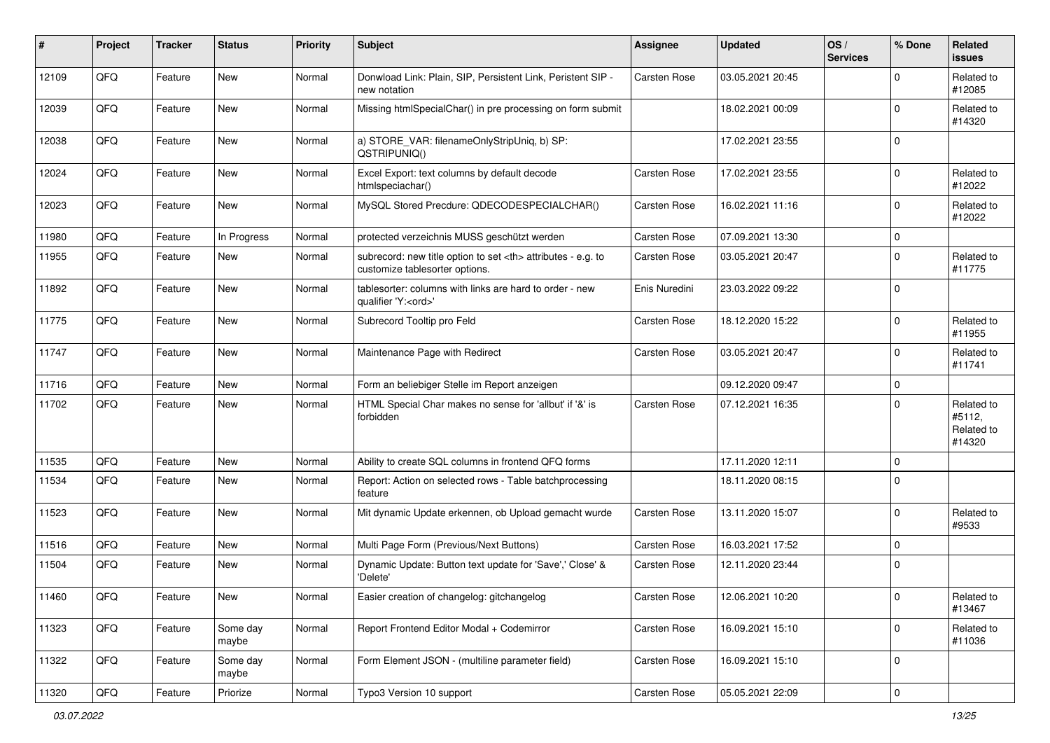| # | Project | Tracker | Status | Priority | Subject | Assignee | Updated | OS / Services | % Done | Related issues |
| --- | --- | --- | --- | --- | --- | --- | --- | --- | --- | --- |
| 12109 | QFQ | Feature | New | Normal | Donwload Link: Plain, SIP, Persistent Link, Peristent SIP - new notation | Carsten Rose | 03.05.2021 20:45 | | 0 | Related to #12085 |
| 12039 | QFQ | Feature | New | Normal | Missing htmlSpecialChar() in pre processing on form submit | | 18.02.2021 00:09 | | 0 | Related to #14320 |
| 12038 | QFQ | Feature | New | Normal | a) STORE_VAR: filenameOnlyStripUniq, b) SP: QSTRIPUNIQ() | | 17.02.2021 23:55 | | 0 | |
| 12024 | QFQ | Feature | New | Normal | Excel Export: text columns by default decode htmlspeciachar() | Carsten Rose | 17.02.2021 23:55 | | 0 | Related to #12022 |
| 12023 | QFQ | Feature | New | Normal | MySQL Stored Precdure: QDECODESPECIALCHAR() | Carsten Rose | 16.02.2021 11:16 | | 0 | Related to #12022 |
| 11980 | QFQ | Feature | In Progress | Normal | protected verzeichnis MUSS geschützt werden | Carsten Rose | 07.09.2021 13:30 | | 0 | |
| 11955 | QFQ | Feature | New | Normal | subrecord: new title option to set <th> attributes - e.g. to customize tablesorter options. | Carsten Rose | 03.05.2021 20:47 | | 0 | Related to #11775 |
| 11892 | QFQ | Feature | New | Normal | tablesorter: columns with links are hard to order - new qualifier 'Y:<ord>' | Enis Nuredini | 23.03.2022 09:22 | | 0 | |
| 11775 | QFQ | Feature | New | Normal | Subrecord Tooltip pro Feld | Carsten Rose | 18.12.2020 15:22 | | 0 | Related to #11955 |
| 11747 | QFQ | Feature | New | Normal | Maintenance Page with Redirect | Carsten Rose | 03.05.2021 20:47 | | 0 | Related to #11741 |
| 11716 | QFQ | Feature | New | Normal | Form an beliebiger Stelle im Report anzeigen | | 09.12.2020 09:47 | | 0 | |
| 11702 | QFQ | Feature | New | Normal | HTML Special Char makes no sense for 'allbut' if '&' is forbidden | Carsten Rose | 07.12.2021 16:35 | | 0 | Related to #5112, Related to #14320 |
| 11535 | QFQ | Feature | New | Normal | Ability to create SQL columns in frontend QFQ forms | | 17.11.2020 12:11 | | 0 | |
| 11534 | QFQ | Feature | New | Normal | Report: Action on selected rows - Table batchprocessing feature | | 18.11.2020 08:15 | | 0 | |
| 11523 | QFQ | Feature | New | Normal | Mit dynamic Update erkennen, ob Upload gemacht wurde | Carsten Rose | 13.11.2020 15:07 | | 0 | Related to #9533 |
| 11516 | QFQ | Feature | New | Normal | Multi Page Form (Previous/Next Buttons) | Carsten Rose | 16.03.2021 17:52 | | 0 | |
| 11504 | QFQ | Feature | New | Normal | Dynamic Update: Button text update for 'Save',' Close' & 'Delete' | Carsten Rose | 12.11.2020 23:44 | | 0 | |
| 11460 | QFQ | Feature | New | Normal | Easier creation of changelog: gitchangelog | Carsten Rose | 12.06.2021 10:20 | | 0 | Related to #13467 |
| 11323 | QFQ | Feature | Some day maybe | Normal | Report Frontend Editor Modal + Codemirror | Carsten Rose | 16.09.2021 15:10 | | 0 | Related to #11036 |
| 11322 | QFQ | Feature | Some day maybe | Normal | Form Element JSON - (multiline parameter field) | Carsten Rose | 16.09.2021 15:10 | | 0 | |
| 11320 | QFQ | Feature | Priorize | Normal | Typo3 Version 10 support | Carsten Rose | 05.05.2021 22:09 | | 0 | |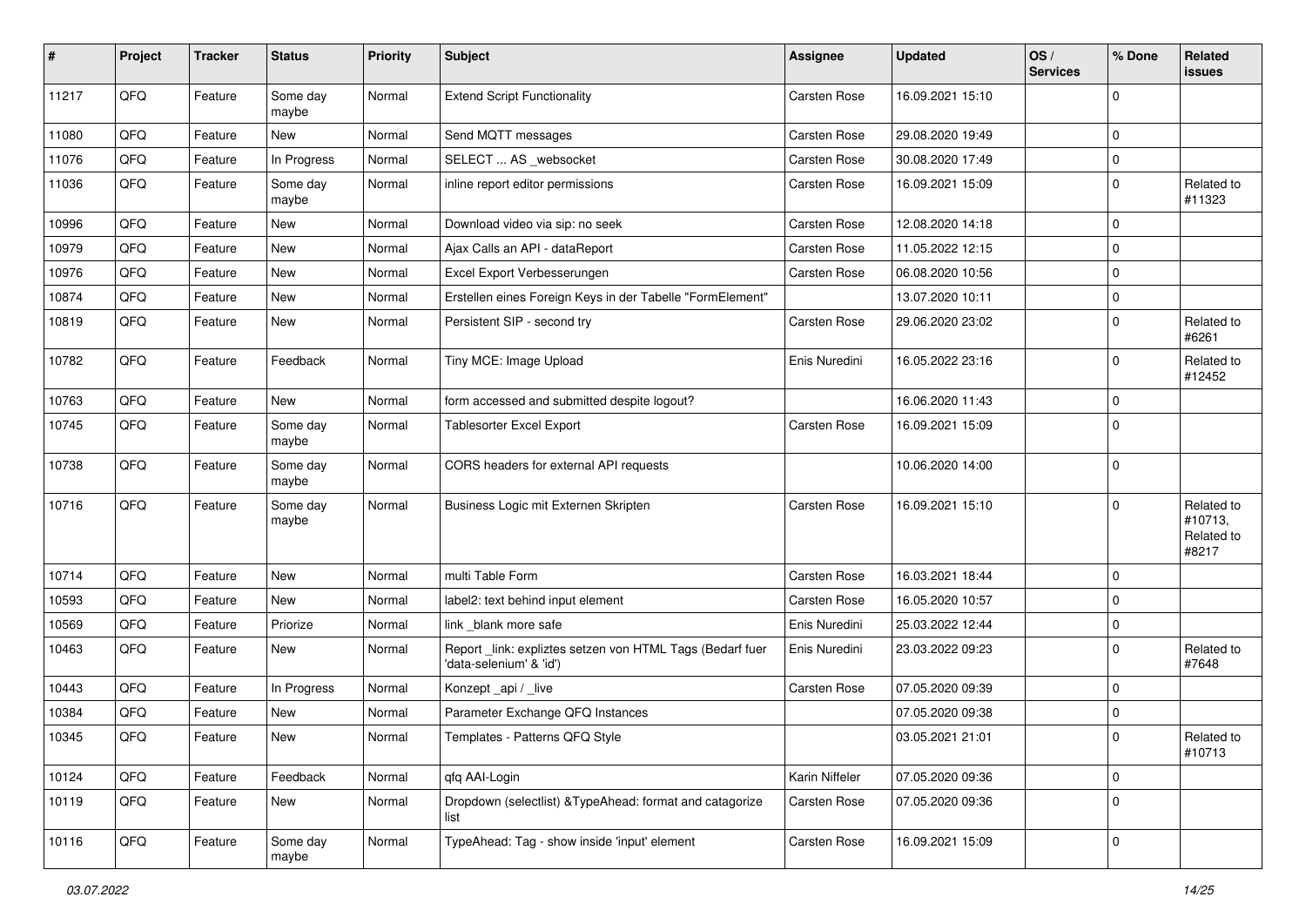| # | Project | Tracker | Status | Priority | Subject | Assignee | Updated | OS / Services | % Done | Related issues |
|---|---|---|---|---|---|---|---|---|---|---|
| 11217 | QFQ | Feature | Some day maybe | Normal | Extend Script Functionality | Carsten Rose | 16.09.2021 15:10 | | 0 | |
| 11080 | QFQ | Feature | New | Normal | Send MQTT messages | Carsten Rose | 29.08.2020 19:49 | | 0 | |
| 11076 | QFQ | Feature | In Progress | Normal | SELECT ... AS _websocket | Carsten Rose | 30.08.2020 17:49 | | 0 | |
| 11036 | QFQ | Feature | Some day maybe | Normal | inline report editor permissions | Carsten Rose | 16.09.2021 15:09 | | 0 | Related to #11323 |
| 10996 | QFQ | Feature | New | Normal | Download video via sip: no seek | Carsten Rose | 12.08.2020 14:18 | | 0 | |
| 10979 | QFQ | Feature | New | Normal | Ajax Calls an API - dataReport | Carsten Rose | 11.05.2022 12:15 | | 0 | |
| 10976 | QFQ | Feature | New | Normal | Excel Export Verbesserungen | Carsten Rose | 06.08.2020 10:56 | | 0 | |
| 10874 | QFQ | Feature | New | Normal | Erstellen eines Foreign Keys in der Tabelle "FormElement" | | 13.07.2020 10:11 | | 0 | |
| 10819 | QFQ | Feature | New | Normal | Persistent SIP - second try | Carsten Rose | 29.06.2020 23:02 | | 0 | Related to #6261 |
| 10782 | QFQ | Feature | Feedback | Normal | Tiny MCE: Image Upload | Enis Nuredini | 16.05.2022 23:16 | | 0 | Related to #12452 |
| 10763 | QFQ | Feature | New | Normal | form accessed and submitted despite logout? | | 16.06.2020 11:43 | | 0 | |
| 10745 | QFQ | Feature | Some day maybe | Normal | Tablesorter Excel Export | Carsten Rose | 16.09.2021 15:09 | | 0 | |
| 10738 | QFQ | Feature | Some day maybe | Normal | CORS headers for external API requests | | 10.06.2020 14:00 | | 0 | |
| 10716 | QFQ | Feature | Some day maybe | Normal | Business Logic mit Externen Skripten | Carsten Rose | 16.09.2021 15:10 | | 0 | Related to #10713, Related to #8217 |
| 10714 | QFQ | Feature | New | Normal | multi Table Form | Carsten Rose | 16.03.2021 18:44 | | 0 | |
| 10593 | QFQ | Feature | New | Normal | label2: text behind input element | Carsten Rose | 16.05.2020 10:57 | | 0 | |
| 10569 | QFQ | Feature | Priorize | Normal | link _blank more safe | Enis Nuredini | 25.03.2022 12:44 | | 0 | |
| 10463 | QFQ | Feature | New | Normal | Report _link: expliztes setzen von HTML Tags (Bedarf fuer 'data-selenium' & 'id') | Enis Nuredini | 23.03.2022 09:23 | | 0 | Related to #7648 |
| 10443 | QFQ | Feature | In Progress | Normal | Konzept _api / _live | Carsten Rose | 07.05.2020 09:39 | | 0 | |
| 10384 | QFQ | Feature | New | Normal | Parameter Exchange QFQ Instances | | 07.05.2020 09:38 | | 0 | |
| 10345 | QFQ | Feature | New | Normal | Templates - Patterns QFQ Style | | 03.05.2021 21:01 | | 0 | Related to #10713 |
| 10124 | QFQ | Feature | Feedback | Normal | qfq AAI-Login | Karin Niffeler | 07.05.2020 09:36 | | 0 | |
| 10119 | QFQ | Feature | New | Normal | Dropdown (selectlist) &TypeAhead: format and catagorize list | Carsten Rose | 07.05.2020 09:36 | | 0 | |
| 10116 | QFQ | Feature | Some day maybe | Normal | TypeAhead: Tag - show inside 'input' element | Carsten Rose | 16.09.2021 15:09 | | 0 | |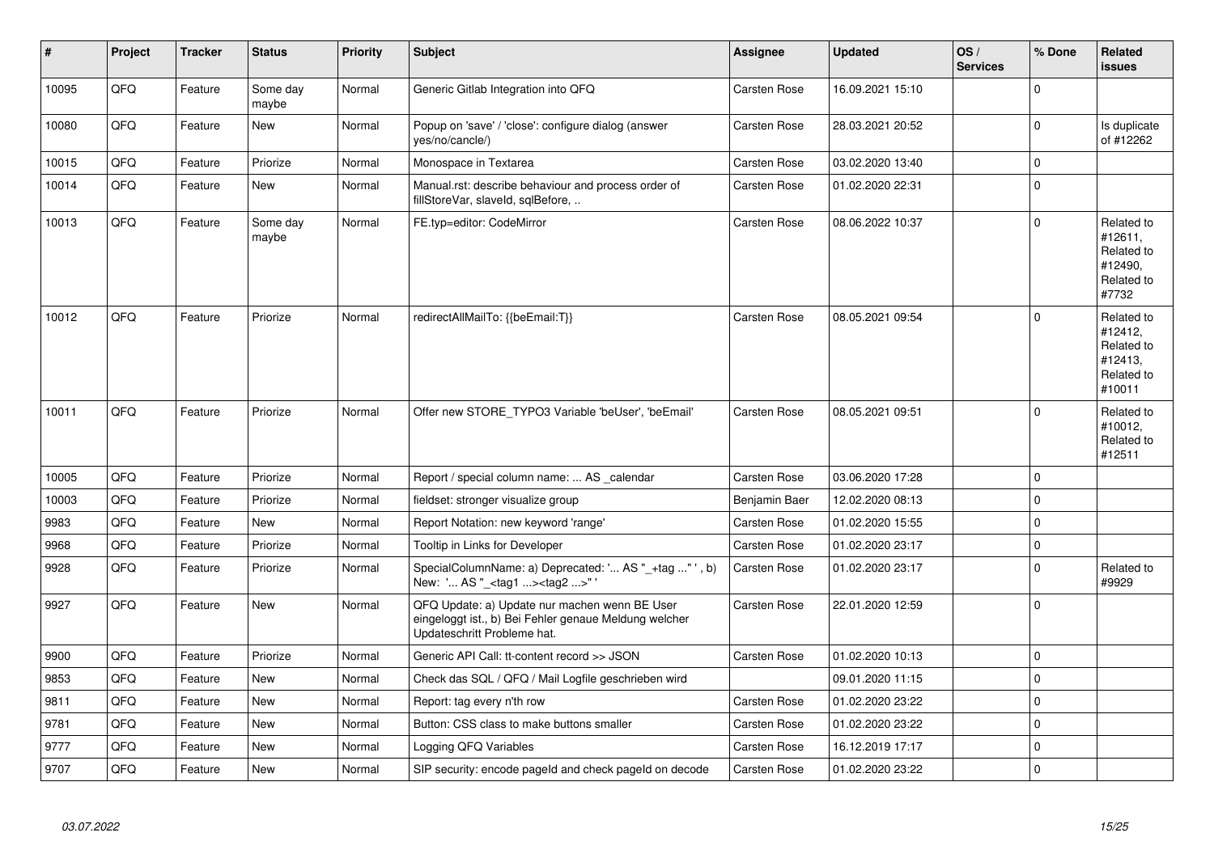| # | Project | Tracker | Status | Priority | Subject | Assignee | Updated | OS / Services | % Done | Related issues |
|---|---|---|---|---|---|---|---|---|---|---|
| 10095 | QFQ | Feature | Some day maybe | Normal | Generic Gitlab Integration into QFQ | Carsten Rose | 16.09.2021 15:10 | | 0 | |
| 10080 | QFQ | Feature | New | Normal | Popup on 'save' / 'close': configure dialog (answer yes/no/cancle/) | Carsten Rose | 28.03.2021 20:52 | | 0 | Is duplicate of #12262 |
| 10015 | QFQ | Feature | Priorize | Normal | Monospace in Textarea | Carsten Rose | 03.02.2020 13:40 | | 0 | |
| 10014 | QFQ | Feature | New | Normal | Manual.rst: describe behaviour and process order of fillStoreVar, slaveId, sqlBefore, .. | Carsten Rose | 01.02.2020 22:31 | | 0 | |
| 10013 | QFQ | Feature | Some day maybe | Normal | FE.typ=editor: CodeMirror | Carsten Rose | 08.06.2022 10:37 | | 0 | Related to #12611, Related to #12490, Related to #7732 |
| 10012 | QFQ | Feature | Priorize | Normal | redirectAllMailTo: {{beEmail:T}} | Carsten Rose | 08.05.2021 09:54 | | 0 | Related to #12412, Related to #12413, Related to #10011 |
| 10011 | QFQ | Feature | Priorize | Normal | Offer new STORE_TYPO3 Variable 'beUser', 'beEmail' | Carsten Rose | 08.05.2021 09:51 | | 0 | Related to #10012, Related to #12511 |
| 10005 | QFQ | Feature | Priorize | Normal | Report / special column name: ... AS _calendar | Carsten Rose | 03.06.2020 17:28 | | 0 | |
| 10003 | QFQ | Feature | Priorize | Normal | fieldset: stronger visualize group | Benjamin Baer | 12.02.2020 08:13 | | 0 | |
| 9983 | QFQ | Feature | New | Normal | Report Notation: new keyword 'range' | Carsten Rose | 01.02.2020 15:55 | | 0 | |
| 9968 | QFQ | Feature | Priorize | Normal | Tooltip in Links for Developer | Carsten Rose | 01.02.2020 23:17 | | 0 | |
| 9928 | QFQ | Feature | Priorize | Normal | SpecialColumnName: a) Deprecated: '... AS "_+tag ..." ', b) New: '... AS "_<tag1 ...><tag2 ...>" ' | Carsten Rose | 01.02.2020 23:17 | | 0 | Related to #9929 |
| 9927 | QFQ | Feature | New | Normal | QFQ Update: a) Update nur machen wenn BE User eingeloggt ist., b) Bei Fehler genaue Meldung welcher Updateschritt Probleme hat. | Carsten Rose | 22.01.2020 12:59 | | 0 | |
| 9900 | QFQ | Feature | Priorize | Normal | Generic API Call: tt-content record >> JSON | Carsten Rose | 01.02.2020 10:13 | | 0 | |
| 9853 | QFQ | Feature | New | Normal | Check das SQL / QFQ / Mail Logfile geschrieben wird | | 09.01.2020 11:15 | | 0 | |
| 9811 | QFQ | Feature | New | Normal | Report: tag every n'th row | Carsten Rose | 01.02.2020 23:22 | | 0 | |
| 9781 | QFQ | Feature | New | Normal | Button: CSS class to make buttons smaller | Carsten Rose | 01.02.2020 23:22 | | 0 | |
| 9777 | QFQ | Feature | New | Normal | Logging QFQ Variables | Carsten Rose | 16.12.2019 17:17 | | 0 | |
| 9707 | QFQ | Feature | New | Normal | SIP security: encode pageId and check pageId on decode | Carsten Rose | 01.02.2020 23:22 | | 0 | |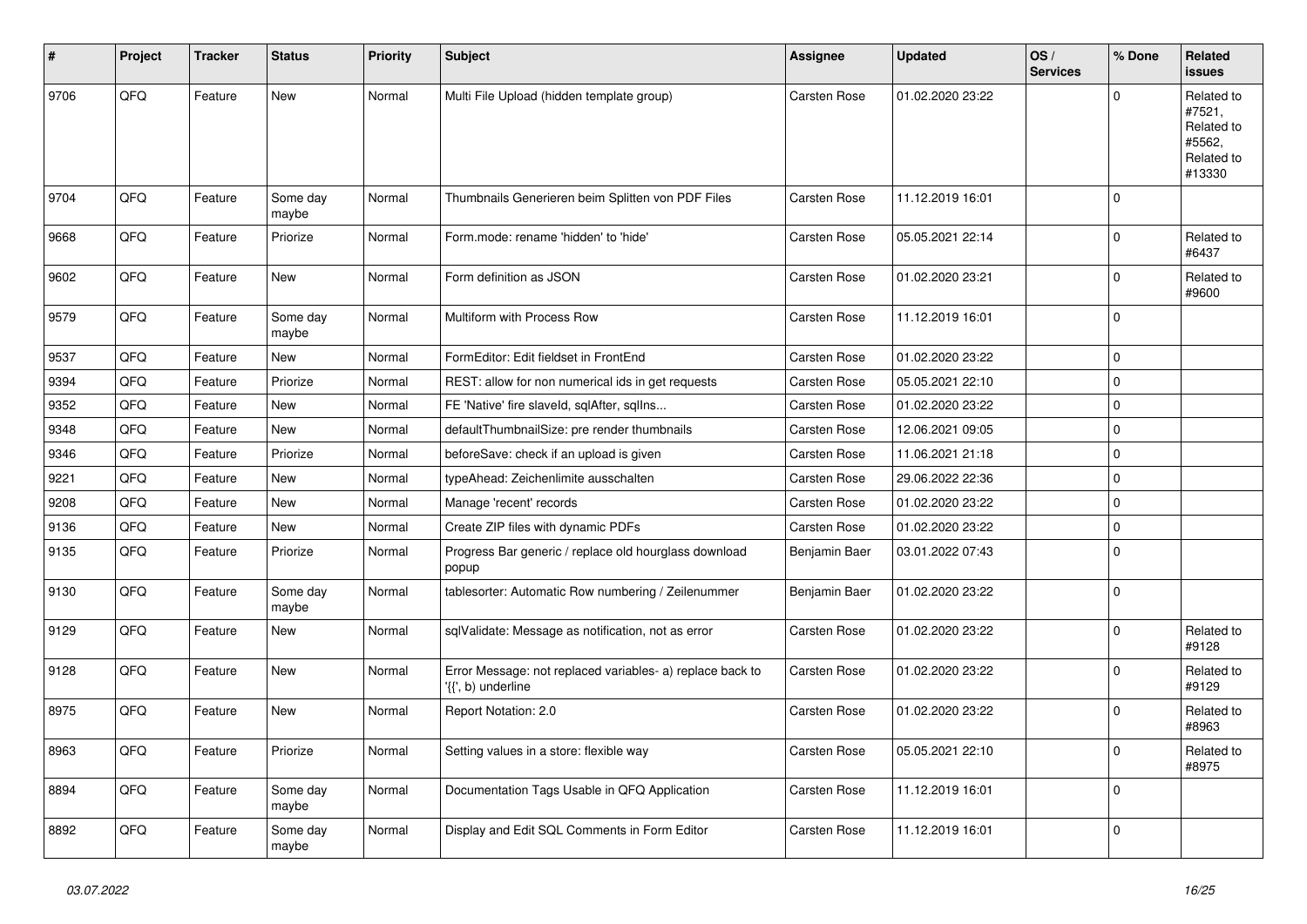| # | Project | Tracker | Status | Priority | Subject | Assignee | Updated | OS / Services | % Done | Related issues |
|---|---|---|---|---|---|---|---|---|---|---|
| 9706 | QFQ | Feature | New | Normal | Multi File Upload (hidden template group) | Carsten Rose | 01.02.2020 23:22 | | 0 | Related to #7521, Related to #5562, Related to #13330 |
| 9704 | QFQ | Feature | Some day maybe | Normal | Thumbnails Generieren beim Splitten von PDF Files | Carsten Rose | 11.12.2019 16:01 | | 0 | |
| 9668 | QFQ | Feature | Priorize | Normal | Form.mode: rename 'hidden' to 'hide' | Carsten Rose | 05.05.2021 22:14 | | 0 | Related to #6437 |
| 9602 | QFQ | Feature | New | Normal | Form definition as JSON | Carsten Rose | 01.02.2020 23:21 | | 0 | Related to #9600 |
| 9579 | QFQ | Feature | Some day maybe | Normal | Multiform with Process Row | Carsten Rose | 11.12.2019 16:01 | | 0 | |
| 9537 | QFQ | Feature | New | Normal | FormEditor: Edit fieldset in FrontEnd | Carsten Rose | 01.02.2020 23:22 | | 0 | |
| 9394 | QFQ | Feature | Priorize | Normal | REST: allow for non numerical ids in get requests | Carsten Rose | 05.05.2021 22:10 | | 0 | |
| 9352 | QFQ | Feature | New | Normal | FE 'Native' fire slaveId, sqlAfter, sqlIns... | Carsten Rose | 01.02.2020 23:22 | | 0 | |
| 9348 | QFQ | Feature | New | Normal | defaultThumbnailSize: pre render thumbnails | Carsten Rose | 12.06.2021 09:05 | | 0 | |
| 9346 | QFQ | Feature | Priorize | Normal | beforeSave: check if an upload is given | Carsten Rose | 11.06.2021 21:18 | | 0 | |
| 9221 | QFQ | Feature | New | Normal | typeAhead: Zeichenlimite ausschalten | Carsten Rose | 29.06.2022 22:36 | | 0 | |
| 9208 | QFQ | Feature | New | Normal | Manage 'recent' records | Carsten Rose | 01.02.2020 23:22 | | 0 | |
| 9136 | QFQ | Feature | New | Normal | Create ZIP files with dynamic PDFs | Carsten Rose | 01.02.2020 23:22 | | 0 | |
| 9135 | QFQ | Feature | Priorize | Normal | Progress Bar generic / replace old hourglass download popup | Benjamin Baer | 03.01.2022 07:43 | | 0 | |
| 9130 | QFQ | Feature | Some day maybe | Normal | tablesorter: Automatic Row numbering / Zeilenummer | Benjamin Baer | 01.02.2020 23:22 | | 0 | |
| 9129 | QFQ | Feature | New | Normal | sqlValidate: Message as notification, not as error | Carsten Rose | 01.02.2020 23:22 | | 0 | Related to #9128 |
| 9128 | QFQ | Feature | New | Normal | Error Message: not replaced variables- a) replace back to '{{', b) underline | Carsten Rose | 01.02.2020 23:22 | | 0 | Related to #9129 |
| 8975 | QFQ | Feature | New | Normal | Report Notation: 2.0 | Carsten Rose | 01.02.2020 23:22 | | 0 | Related to #8963 |
| 8963 | QFQ | Feature | Priorize | Normal | Setting values in a store: flexible way | Carsten Rose | 05.05.2021 22:10 | | 0 | Related to #8975 |
| 8894 | QFQ | Feature | Some day maybe | Normal | Documentation Tags Usable in QFQ Application | Carsten Rose | 11.12.2019 16:01 | | 0 | |
| 8892 | QFQ | Feature | Some day maybe | Normal | Display and Edit SQL Comments in Form Editor | Carsten Rose | 11.12.2019 16:01 | | 0 | |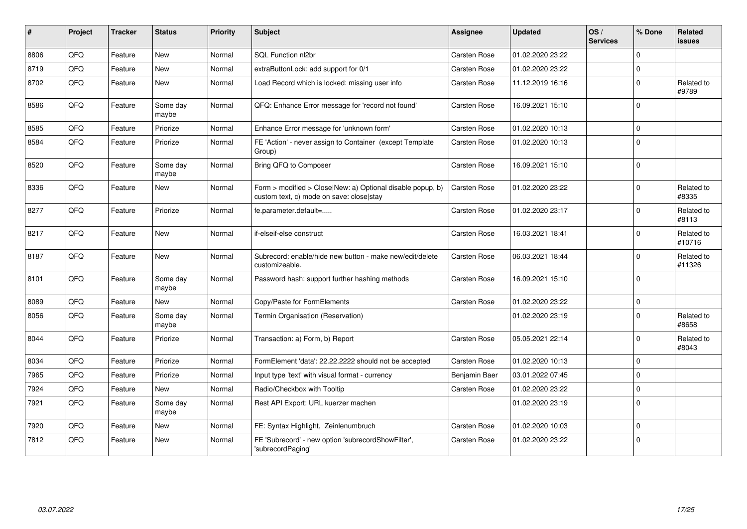| # | Project | Tracker | Status | Priority | Subject | Assignee | Updated | OS / Services | % Done | Related issues |
|---|---|---|---|---|---|---|---|---|---|---|
| 8806 | QFQ | Feature | New | Normal | SQL Function nl2br | Carsten Rose | 01.02.2020 23:22 | | 0 | |
| 8719 | QFQ | Feature | New | Normal | extraButtonLock: add support for 0/1 | Carsten Rose | 01.02.2020 23:22 | | 0 | |
| 8702 | QFQ | Feature | New | Normal | Load Record which is locked: missing user info | Carsten Rose | 11.12.2019 16:16 | | 0 | Related to #9789 |
| 8586 | QFQ | Feature | Some day maybe | Normal | QFQ: Enhance Error message for 'record not found' | Carsten Rose | 16.09.2021 15:10 | | 0 | |
| 8585 | QFQ | Feature | Priorize | Normal | Enhance Error message for 'unknown form' | Carsten Rose | 01.02.2020 10:13 | | 0 | |
| 8584 | QFQ | Feature | Priorize | Normal | FE 'Action' - never assign to Container (except Template Group) | Carsten Rose | 01.02.2020 10:13 | | 0 | |
| 8520 | QFQ | Feature | Some day maybe | Normal | Bring QFQ to Composer | Carsten Rose | 16.09.2021 15:10 | | 0 | |
| 8336 | QFQ | Feature | New | Normal | Form > modified > Close\|New: a) Optional disable popup, b) custom text, c) mode on save: close\|stay | Carsten Rose | 01.02.2020 23:22 | | 0 | Related to #8335 |
| 8277 | QFQ | Feature | Priorize | Normal | fe.parameter.default=..... | Carsten Rose | 01.02.2020 23:17 | | 0 | Related to #8113 |
| 8217 | QFQ | Feature | New | Normal | if-elseif-else construct | Carsten Rose | 16.03.2021 18:41 | | 0 | Related to #10716 |
| 8187 | QFQ | Feature | New | Normal | Subrecord: enable/hide new button - make new/edit/delete customizeable. | Carsten Rose | 06.03.2021 18:44 | | 0 | Related to #11326 |
| 8101 | QFQ | Feature | Some day maybe | Normal | Password hash: support further hashing methods | Carsten Rose | 16.09.2021 15:10 | | 0 | |
| 8089 | QFQ | Feature | New | Normal | Copy/Paste for FormElements | Carsten Rose | 01.02.2020 23:22 | | 0 | |
| 8056 | QFQ | Feature | Some day maybe | Normal | Termin Organisation (Reservation) | | 01.02.2020 23:19 | | 0 | Related to #8658 |
| 8044 | QFQ | Feature | Priorize | Normal | Transaction: a) Form, b) Report | Carsten Rose | 05.05.2021 22:14 | | 0 | Related to #8043 |
| 8034 | QFQ | Feature | Priorize | Normal | FormElement 'data': 22.22.2222 should not be accepted | Carsten Rose | 01.02.2020 10:13 | | 0 | |
| 7965 | QFQ | Feature | Priorize | Normal | Input type 'text' with visual format - currency | Benjamin Baer | 03.01.2022 07:45 | | 0 | |
| 7924 | QFQ | Feature | New | Normal | Radio/Checkbox with Tooltip | Carsten Rose | 01.02.2020 23:22 | | 0 | |
| 7921 | QFQ | Feature | Some day maybe | Normal | Rest API Export: URL kuerzer machen | | 01.02.2020 23:19 | | 0 | |
| 7920 | QFQ | Feature | New | Normal | FE: Syntax Highlight, Zeinlenumbruch | Carsten Rose | 01.02.2020 10:03 | | 0 | |
| 7812 | QFQ | Feature | New | Normal | FE 'Subrecord' - new option 'subrecordShowFilter', 'subrecordPaging' | Carsten Rose | 01.02.2020 23:22 | | 0 | |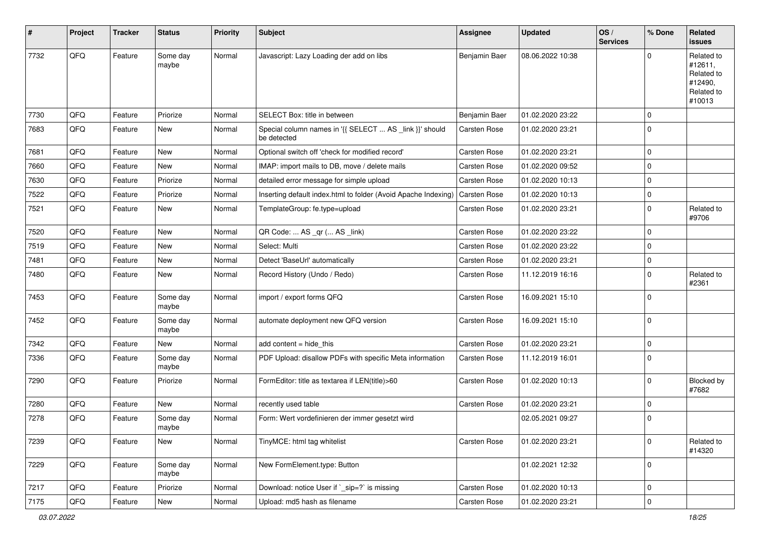| # | Project | Tracker | Status | Priority | Subject | Assignee | Updated | OS / Services | % Done | Related issues |
|---|---|---|---|---|---|---|---|---|---|---|
| 7732 | QFQ | Feature | Some day maybe | Normal | Javascript: Lazy Loading der add on libs | Benjamin Baer | 08.06.2022 10:38 | | 0 | Related to #12611, Related to #12490, Related to #10013 |
| 7730 | QFQ | Feature | Priorize | Normal | SELECT Box: title in between | Benjamin Baer | 01.02.2020 23:22 | | 0 | |
| 7683 | QFQ | Feature | New | Normal | Special column names in '{{ SELECT ... AS _link }}' should be detected | Carsten Rose | 01.02.2020 23:21 | | 0 | |
| 7681 | QFQ | Feature | New | Normal | Optional switch off 'check for modified record' | Carsten Rose | 01.02.2020 23:21 | | 0 | |
| 7660 | QFQ | Feature | New | Normal | IMAP: import mails to DB, move / delete mails | Carsten Rose | 01.02.2020 09:52 | | 0 | |
| 7630 | QFQ | Feature | Priorize | Normal | detailed error message for simple upload | Carsten Rose | 01.02.2020 10:13 | | 0 | |
| 7522 | QFQ | Feature | Priorize | Normal | Inserting default index.html to folder (Avoid Apache Indexing) | Carsten Rose | 01.02.2020 10:13 | | 0 | |
| 7521 | QFQ | Feature | New | Normal | TemplateGroup: fe.type=upload | Carsten Rose | 01.02.2020 23:21 | | 0 | Related to #9706 |
| 7520 | QFQ | Feature | New | Normal | QR Code: ... AS _qr (... AS _link) | Carsten Rose | 01.02.2020 23:22 | | 0 | |
| 7519 | QFQ | Feature | New | Normal | Select: Multi | Carsten Rose | 01.02.2020 23:22 | | 0 | |
| 7481 | QFQ | Feature | New | Normal | Detect 'BaseUrl' automatically | Carsten Rose | 01.02.2020 23:21 | | 0 | |
| 7480 | QFQ | Feature | New | Normal | Record History (Undo / Redo) | Carsten Rose | 11.12.2019 16:16 | | 0 | Related to #2361 |
| 7453 | QFQ | Feature | Some day maybe | Normal | import / export forms QFQ | Carsten Rose | 16.09.2021 15:10 | | 0 | |
| 7452 | QFQ | Feature | Some day maybe | Normal | automate deployment new QFQ version | Carsten Rose | 16.09.2021 15:10 | | 0 | |
| 7342 | QFQ | Feature | New | Normal | add content = hide_this | Carsten Rose | 01.02.2020 23:21 | | 0 | |
| 7336 | QFQ | Feature | Some day maybe | Normal | PDF Upload: disallow PDFs with specific Meta information | Carsten Rose | 11.12.2019 16:01 | | 0 | |
| 7290 | QFQ | Feature | Priorize | Normal | FormEditor: title as textarea if LEN(title)>60 | Carsten Rose | 01.02.2020 10:13 | | 0 | Blocked by #7682 |
| 7280 | QFQ | Feature | New | Normal | recently used table | Carsten Rose | 01.02.2020 23:21 | | 0 | |
| 7278 | QFQ | Feature | Some day maybe | Normal | Form: Wert vordefinieren der immer gesetzt wird | | 02.05.2021 09:27 | | 0 | |
| 7239 | QFQ | Feature | New | Normal | TinyMCE: html tag whitelist | Carsten Rose | 01.02.2020 23:21 | | 0 | Related to #14320 |
| 7229 | QFQ | Feature | Some day maybe | Normal | New FormElement.type: Button | | 01.02.2021 12:32 | | 0 | |
| 7217 | QFQ | Feature | Priorize | Normal | Download: notice User if `_sip=?` is missing | Carsten Rose | 01.02.2020 10:13 | | 0 | |
| 7175 | QFQ | Feature | New | Normal | Upload: md5 hash as filename | Carsten Rose | 01.02.2020 23:21 | | 0 | |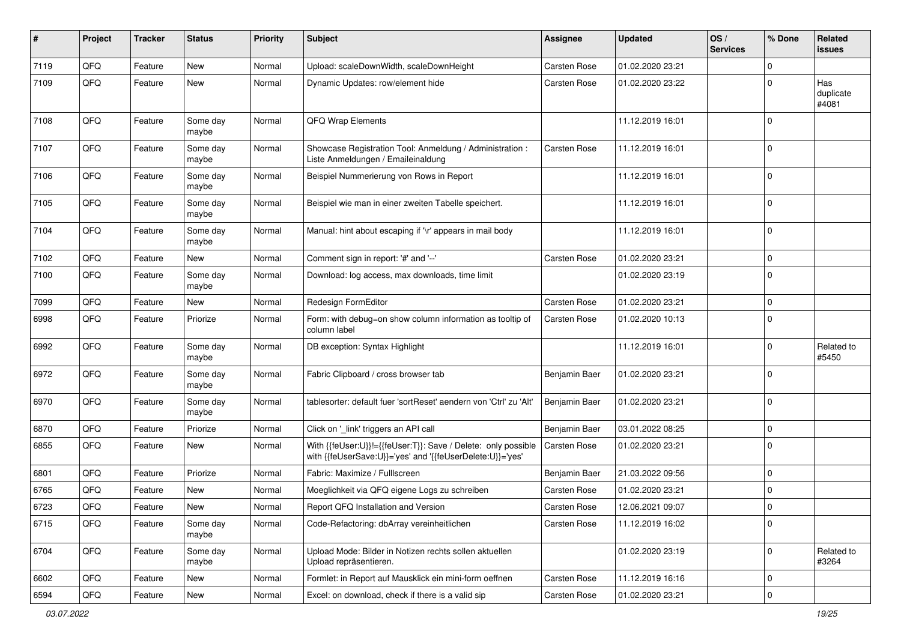| # | Project | Tracker | Status | Priority | Subject | Assignee | Updated | OS / Services | % Done | Related issues |
|---|---|---|---|---|---|---|---|---|---|---|
| 7119 | QFQ | Feature | New | Normal | Upload: scaleDownWidth, scaleDownHeight | Carsten Rose | 01.02.2020 23:21 | | 0 | |
| 7109 | QFQ | Feature | New | Normal | Dynamic Updates: row/element hide | Carsten Rose | 01.02.2020 23:22 | | 0 | Has duplicate #4081 |
| 7108 | QFQ | Feature | Some day maybe | Normal | QFQ Wrap Elements | | 11.12.2019 16:01 | | 0 | |
| 7107 | QFQ | Feature | Some day maybe | Normal | Showcase Registration Tool: Anmeldung / Administration : Liste Anmeldungen / Emaileinaldung | Carsten Rose | 11.12.2019 16:01 | | 0 | |
| 7106 | QFQ | Feature | Some day maybe | Normal | Beispiel Nummerierung von Rows in Report | | 11.12.2019 16:01 | | 0 | |
| 7105 | QFQ | Feature | Some day maybe | Normal | Beispiel wie man in einer zweiten Tabelle speichert. | | 11.12.2019 16:01 | | 0 | |
| 7104 | QFQ | Feature | Some day maybe | Normal | Manual: hint about escaping if '\r' appears in mail body | | 11.12.2019 16:01 | | 0 | |
| 7102 | QFQ | Feature | New | Normal | Comment sign in report: '#' and '--' | Carsten Rose | 01.02.2020 23:21 | | 0 | |
| 7100 | QFQ | Feature | Some day maybe | Normal | Download: log access, max downloads, time limit | | 01.02.2020 23:19 | | 0 | |
| 7099 | QFQ | Feature | New | Normal | Redesign FormEditor | Carsten Rose | 01.02.2020 23:21 | | 0 | |
| 6998 | QFQ | Feature | Priorize | Normal | Form: with debug=on show column information as tooltip of column label | Carsten Rose | 01.02.2020 10:13 | | 0 | |
| 6992 | QFQ | Feature | Some day maybe | Normal | DB exception: Syntax Highlight | | 11.12.2019 16:01 | | 0 | Related to #5450 |
| 6972 | QFQ | Feature | Some day maybe | Normal | Fabric Clipboard / cross browser tab | Benjamin Baer | 01.02.2020 23:21 | | 0 | |
| 6970 | QFQ | Feature | Some day maybe | Normal | tablesorter: default fuer 'sortReset' aendern von 'Ctrl' zu 'Alt' | Benjamin Baer | 01.02.2020 23:21 | | 0 | |
| 6870 | QFQ | Feature | Priorize | Normal | Click on '_link' triggers an API call | Benjamin Baer | 03.01.2022 08:25 | | 0 | |
| 6855 | QFQ | Feature | New | Normal | With {{feUser:U}}!={{feUser:T}}: Save / Delete: only possible with {{feUserSave:U}}='yes' and '{{feUserDelete:U}}='yes' | Carsten Rose | 01.02.2020 23:21 | | 0 | |
| 6801 | QFQ | Feature | Priorize | Normal | Fabric: Maximize / FullIscreen | Benjamin Baer | 21.03.2022 09:56 | | 0 | |
| 6765 | QFQ | Feature | New | Normal | Moeglichkeit via QFQ eigene Logs zu schreiben | Carsten Rose | 01.02.2020 23:21 | | 0 | |
| 6723 | QFQ | Feature | New | Normal | Report QFQ Installation and Version | Carsten Rose | 12.06.2021 09:07 | | 0 | |
| 6715 | QFQ | Feature | Some day maybe | Normal | Code-Refactoring: dbArray vereinheitlichen | Carsten Rose | 11.12.2019 16:02 | | 0 | |
| 6704 | QFQ | Feature | Some day maybe | Normal | Upload Mode: Bilder in Notizen rechts sollen aktuellen Upload repräsentieren. | | 01.02.2020 23:19 | | 0 | Related to #3264 |
| 6602 | QFQ | Feature | New | Normal | Formlet: in Report auf Mausklick ein mini-form oeffnen | Carsten Rose | 11.12.2019 16:16 | | 0 | |
| 6594 | QFQ | Feature | New | Normal | Excel: on download, check if there is a valid sip | Carsten Rose | 01.02.2020 23:21 | | 0 | |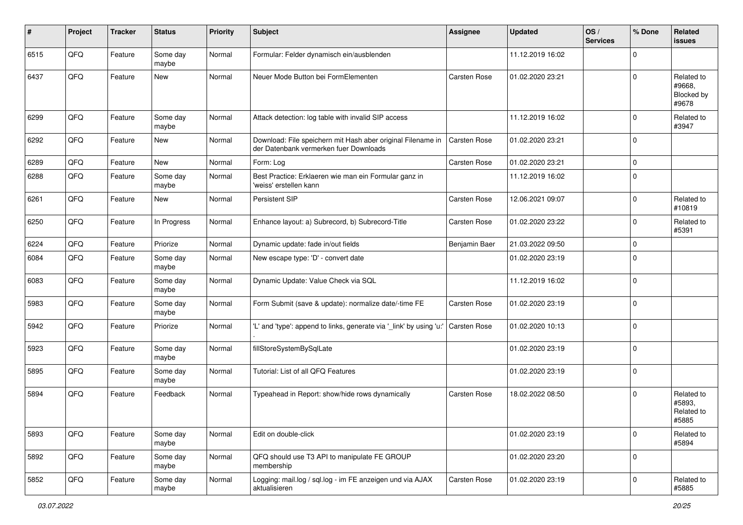| # | Project | Tracker | Status | Priority | Subject | Assignee | Updated | OS / Services | % Done | Related issues |
|---|---|---|---|---|---|---|---|---|---|---|
| 6515 | QFQ | Feature | Some day maybe | Normal | Formular: Felder dynamisch ein/ausblenden | | 11.12.2019 16:02 | | 0 | |
| 6437 | QFQ | Feature | New | Normal | Neuer Mode Button bei FormElementen | Carsten Rose | 01.02.2020 23:21 | | 0 | Related to #9668, Blocked by #9678 |
| 6299 | QFQ | Feature | Some day maybe | Normal | Attack detection: log table with invalid SIP access | | 11.12.2019 16:02 | | 0 | Related to #3947 |
| 6292 | QFQ | Feature | New | Normal | Download: File speichern mit Hash aber original Filename in der Datenbank vermerken fuer Downloads | Carsten Rose | 01.02.2020 23:21 | | 0 | |
| 6289 | QFQ | Feature | New | Normal | Form: Log | Carsten Rose | 01.02.2020 23:21 | | 0 | |
| 6288 | QFQ | Feature | Some day maybe | Normal | Best Practice: Erklaeren wie man ein Formular ganz in 'weiss' erstellen kann | | 11.12.2019 16:02 | | 0 | |
| 6261 | QFQ | Feature | New | Normal | Persistent SIP | Carsten Rose | 12.06.2021 09:07 | | 0 | Related to #10819 |
| 6250 | QFQ | Feature | In Progress | Normal | Enhance layout: a) Subrecord, b) Subrecord-Title | Carsten Rose | 01.02.2020 23:22 | | 0 | Related to #5391 |
| 6224 | QFQ | Feature | Priorize | Normal | Dynamic update: fade in/out fields | Benjamin Baer | 21.03.2022 09:50 | | 0 | |
| 6084 | QFQ | Feature | Some day maybe | Normal | New escape type: 'D' - convert date | | 01.02.2020 23:19 | | 0 | |
| 6083 | QFQ | Feature | Some day maybe | Normal | Dynamic Update: Value Check via SQL | | 11.12.2019 16:02 | | 0 | |
| 5983 | QFQ | Feature | Some day maybe | Normal | Form Submit (save & update): normalize date/-time FE | Carsten Rose | 01.02.2020 23:19 | | 0 | |
| 5942 | QFQ | Feature | Priorize | Normal | 'L' and 'type': append to links, generate via '_link' by using 'u:' . | Carsten Rose | 01.02.2020 10:13 | | 0 | |
| 5923 | QFQ | Feature | Some day maybe | Normal | fillStoreSystemBySqlLate | | 01.02.2020 23:19 | | 0 | |
| 5895 | QFQ | Feature | Some day maybe | Normal | Tutorial: List of all QFQ Features | | 01.02.2020 23:19 | | 0 | |
| 5894 | QFQ | Feature | Feedback | Normal | Typeahead in Report: show/hide rows dynamically | Carsten Rose | 18.02.2022 08:50 | | 0 | Related to #5893, Related to #5885 |
| 5893 | QFQ | Feature | Some day maybe | Normal | Edit on double-click | | 01.02.2020 23:19 | | 0 | Related to #5894 |
| 5892 | QFQ | Feature | Some day maybe | Normal | QFQ should use T3 API to manipulate FE GROUP membership | | 01.02.2020 23:20 | | 0 | |
| 5852 | QFQ | Feature | Some day maybe | Normal | Logging: mail.log / sql.log - im FE anzeigen und via AJAX aktualisieren | Carsten Rose | 01.02.2020 23:19 | | 0 | Related to #5885 |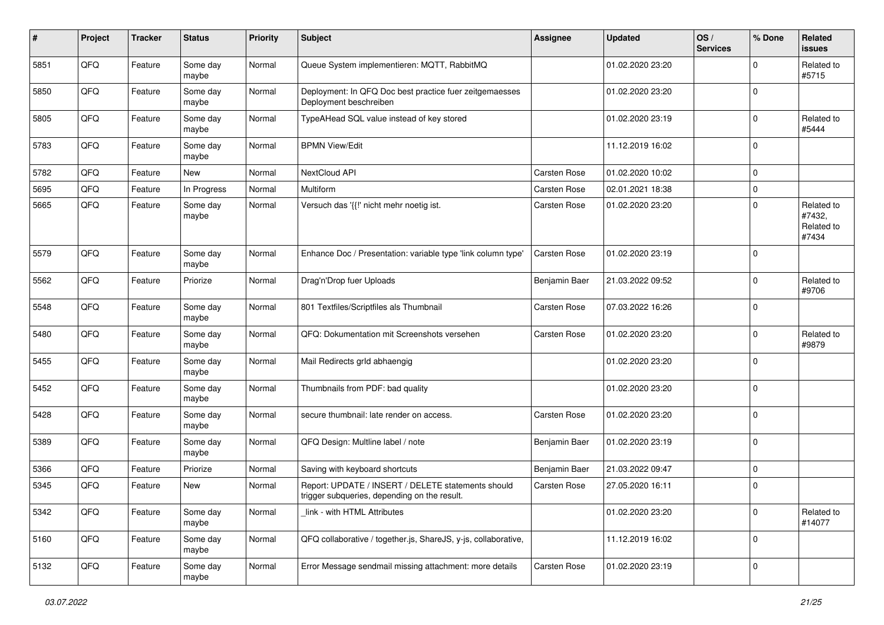| # | Project | Tracker | Status | Priority | Subject | Assignee | Updated | OS / Services | % Done | Related issues |
|---|---|---|---|---|---|---|---|---|---|---|
| 5851 | QFQ | Feature | Some day maybe | Normal | Queue System implementieren: MQTT, RabbitMQ | | 01.02.2020 23:20 | | 0 | Related to #5715 |
| 5850 | QFQ | Feature | Some day maybe | Normal | Deployment: In QFQ Doc best practice fuer zeitgemaesses Deployment beschreiben | | 01.02.2020 23:20 | | 0 | |
| 5805 | QFQ | Feature | Some day maybe | Normal | TypeAHead SQL value instead of key stored | | 01.02.2020 23:19 | | 0 | Related to #5444 |
| 5783 | QFQ | Feature | Some day maybe | Normal | BPMN View/Edit | | 11.12.2019 16:02 | | 0 | |
| 5782 | QFQ | Feature | New | Normal | NextCloud API | Carsten Rose | 01.02.2020 10:02 | | 0 | |
| 5695 | QFQ | Feature | In Progress | Normal | Multiform | Carsten Rose | 02.01.2021 18:38 | | 0 | |
| 5665 | QFQ | Feature | Some day maybe | Normal | Versuch das '{{!' nicht mehr noetig ist. | Carsten Rose | 01.02.2020 23:20 | | 0 | Related to #7432, Related to #7434 |
| 5579 | QFQ | Feature | Some day maybe | Normal | Enhance Doc / Presentation: variable type 'link column type' | Carsten Rose | 01.02.2020 23:19 | | 0 | |
| 5562 | QFQ | Feature | Priorize | Normal | Drag'n'Drop fuer Uploads | Benjamin Baer | 21.03.2022 09:52 | | 0 | Related to #9706 |
| 5548 | QFQ | Feature | Some day maybe | Normal | 801 Textfiles/Scriptfiles als Thumbnail | Carsten Rose | 07.03.2022 16:26 | | 0 | |
| 5480 | QFQ | Feature | Some day maybe | Normal | QFQ: Dokumentation mit Screenshots versehen | Carsten Rose | 01.02.2020 23:20 | | 0 | Related to #9879 |
| 5455 | QFQ | Feature | Some day maybe | Normal | Mail Redirects grId abhaengig | | 01.02.2020 23:20 | | 0 | |
| 5452 | QFQ | Feature | Some day maybe | Normal | Thumbnails from PDF: bad quality | | 01.02.2020 23:20 | | 0 | |
| 5428 | QFQ | Feature | Some day maybe | Normal | secure thumbnail: late render on access. | Carsten Rose | 01.02.2020 23:20 | | 0 | |
| 5389 | QFQ | Feature | Some day maybe | Normal | QFQ Design: Multline label / note | Benjamin Baer | 01.02.2020 23:19 | | 0 | |
| 5366 | QFQ | Feature | Priorize | Normal | Saving with keyboard shortcuts | Benjamin Baer | 21.03.2022 09:47 | | 0 | |
| 5345 | QFQ | Feature | New | Normal | Report: UPDATE / INSERT / DELETE statements should trigger subqueries, depending on the result. | Carsten Rose | 27.05.2020 16:11 | | 0 | |
| 5342 | QFQ | Feature | Some day maybe | Normal | _link - with HTML Attributes | | 01.02.2020 23:20 | | 0 | Related to #14077 |
| 5160 | QFQ | Feature | Some day maybe | Normal | QFQ collaborative / together.js, ShareJS, y-js, collaborative, | | 11.12.2019 16:02 | | 0 | |
| 5132 | QFQ | Feature | Some day maybe | Normal | Error Message sendmail missing attachment: more details | Carsten Rose | 01.02.2020 23:19 | | 0 | |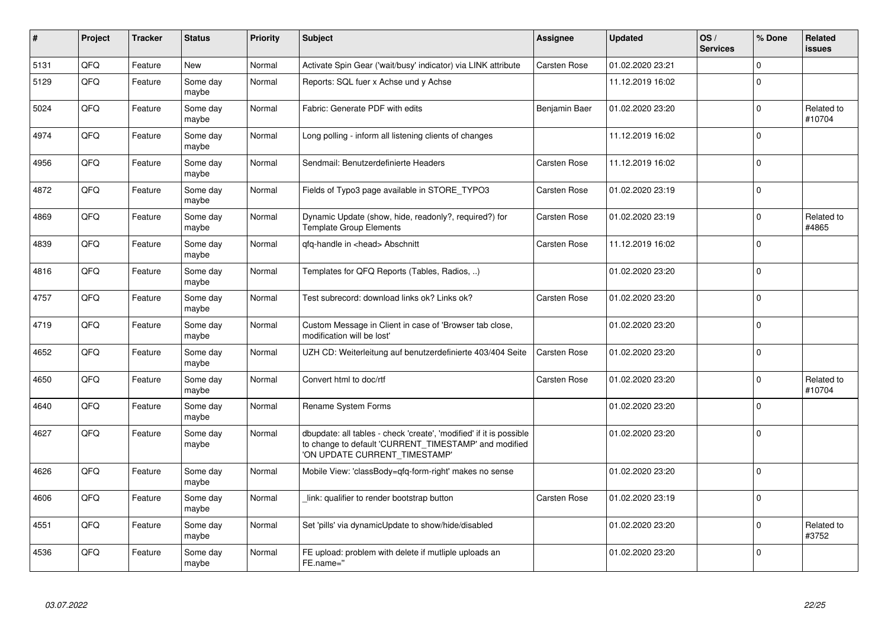| # | Project | Tracker | Status | Priority | Subject | Assignee | Updated | OS / Services | % Done | Related issues |
|---|---|---|---|---|---|---|---|---|---|---|
| 5131 | QFQ | Feature | New | Normal | Activate Spin Gear ('wait/busy' indicator) via LINK attribute | Carsten Rose | 01.02.2020 23:21 | | 0 | |
| 5129 | QFQ | Feature | Some day maybe | Normal | Reports: SQL fuer x Achse und y Achse | | 11.12.2019 16:02 | | 0 | |
| 5024 | QFQ | Feature | Some day maybe | Normal | Fabric: Generate PDF with edits | Benjamin Baer | 01.02.2020 23:20 | | 0 | Related to #10704 |
| 4974 | QFQ | Feature | Some day maybe | Normal | Long polling - inform all listening clients of changes | | 11.12.2019 16:02 | | 0 | |
| 4956 | QFQ | Feature | Some day maybe | Normal | Sendmail: Benutzerdefinierte Headers | Carsten Rose | 11.12.2019 16:02 | | 0 | |
| 4872 | QFQ | Feature | Some day maybe | Normal | Fields of Typo3 page available in STORE_TYPO3 | Carsten Rose | 01.02.2020 23:19 | | 0 | |
| 4869 | QFQ | Feature | Some day maybe | Normal | Dynamic Update (show, hide, readonly?, required?) for Template Group Elements | Carsten Rose | 01.02.2020 23:19 | | 0 | Related to #4865 |
| 4839 | QFQ | Feature | Some day maybe | Normal | qfq-handle in <head> Abschnitt | Carsten Rose | 11.12.2019 16:02 | | 0 | |
| 4816 | QFQ | Feature | Some day maybe | Normal | Templates for QFQ Reports (Tables, Radios, ..) | | 01.02.2020 23:20 | | 0 | |
| 4757 | QFQ | Feature | Some day maybe | Normal | Test subrecord: download links ok? Links ok? | Carsten Rose | 01.02.2020 23:20 | | 0 | |
| 4719 | QFQ | Feature | Some day maybe | Normal | Custom Message in Client in case of 'Browser tab close, modification will be lost' | | 01.02.2020 23:20 | | 0 | |
| 4652 | QFQ | Feature | Some day maybe | Normal | UZH CD: Weiterleitung auf benutzerdefinierte 403/404 Seite | Carsten Rose | 01.02.2020 23:20 | | 0 | |
| 4650 | QFQ | Feature | Some day maybe | Normal | Convert html to doc/rtf | Carsten Rose | 01.02.2020 23:20 | | 0 | Related to #10704 |
| 4640 | QFQ | Feature | Some day maybe | Normal | Rename System Forms | | 01.02.2020 23:20 | | 0 | |
| 4627 | QFQ | Feature | Some day maybe | Normal | dbupdate: all tables - check 'create', 'modified' if it is possible to change to default 'CURRENT_TIMESTAMP' and modified 'ON UPDATE CURRENT_TIMESTAMP' | | 01.02.2020 23:20 | | 0 | |
| 4626 | QFQ | Feature | Some day maybe | Normal | Mobile View: 'classBody=qfq-form-right' makes no sense | | 01.02.2020 23:20 | | 0 | |
| 4606 | QFQ | Feature | Some day maybe | Normal | _link: qualifier to render bootstrap button | Carsten Rose | 01.02.2020 23:19 | | 0 | |
| 4551 | QFQ | Feature | Some day maybe | Normal | Set 'pills' via dynamicUpdate to show/hide/disabled | | 01.02.2020 23:20 | | 0 | Related to #3752 |
| 4536 | QFQ | Feature | Some day maybe | Normal | FE upload: problem with delete if mutliple uploads an FE.name='' | | 01.02.2020 23:20 | | 0 | |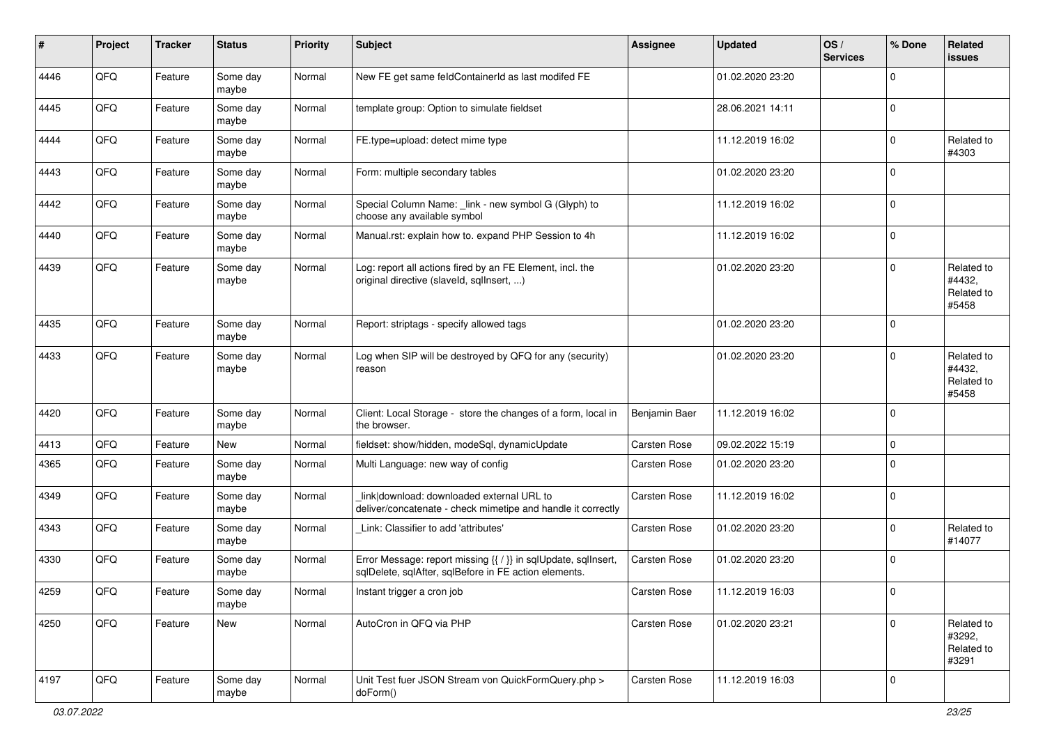| # | Project | Tracker | Status | Priority | Subject | Assignee | Updated | OS / Services | % Done | Related issues |
|---|---|---|---|---|---|---|---|---|---|---|
| 4446 | QFQ | Feature | Some day maybe | Normal | New FE get same feldContainerId as last modifed FE | | 01.02.2020 23:20 | | 0 | |
| 4445 | QFQ | Feature | Some day maybe | Normal | template group: Option to simulate fieldset | | 28.06.2021 14:11 | | 0 | |
| 4444 | QFQ | Feature | Some day maybe | Normal | FE.type=upload: detect mime type | | 11.12.2019 16:02 | | 0 | Related to #4303 |
| 4443 | QFQ | Feature | Some day maybe | Normal | Form: multiple secondary tables | | 01.02.2020 23:20 | | 0 | |
| 4442 | QFQ | Feature | Some day maybe | Normal | Special Column Name: _link - new symbol G (Glyph) to choose any available symbol | | 11.12.2019 16:02 | | 0 | |
| 4440 | QFQ | Feature | Some day maybe | Normal | Manual.rst: explain how to. expand PHP Session to 4h | | 11.12.2019 16:02 | | 0 | |
| 4439 | QFQ | Feature | Some day maybe | Normal | Log: report all actions fired by an FE Element, incl. the original directive (slaveId, sqlInsert, ...) | | 01.02.2020 23:20 | | 0 | Related to #4432, Related to #5458 |
| 4435 | QFQ | Feature | Some day maybe | Normal | Report: striptags - specify allowed tags | | 01.02.2020 23:20 | | 0 | |
| 4433 | QFQ | Feature | Some day maybe | Normal | Log when SIP will be destroyed by QFQ for any (security) reason | | 01.02.2020 23:20 | | 0 | Related to #4432, Related to #5458 |
| 4420 | QFQ | Feature | Some day maybe | Normal | Client: Local Storage - store the changes of a form, local in the browser. | Benjamin Baer | 11.12.2019 16:02 | | 0 | |
| 4413 | QFQ | Feature | New | Normal | fieldset: show/hidden, modeSql, dynamicUpdate | Carsten Rose | 09.02.2022 15:19 | | 0 | |
| 4365 | QFQ | Feature | Some day maybe | Normal | Multi Language: new way of config | Carsten Rose | 01.02.2020 23:20 | | 0 | |
| 4349 | QFQ | Feature | Some day maybe | Normal | _link\|download: downloaded external URL to deliver/concatenate - check mimetipe and handle it correctly | Carsten Rose | 11.12.2019 16:02 | | 0 | |
| 4343 | QFQ | Feature | Some day maybe | Normal | _Link: Classifier to add 'attributes' | Carsten Rose | 01.02.2020 23:20 | | 0 | Related to #14077 |
| 4330 | QFQ | Feature | Some day maybe | Normal | Error Message: report missing {{ / }} in sqlUpdate, sqlInsert, sqlDelete, sqlAfter, sqlBefore in FE action elements. | Carsten Rose | 01.02.2020 23:20 | | 0 | |
| 4259 | QFQ | Feature | Some day maybe | Normal | Instant trigger a cron job | Carsten Rose | 11.12.2019 16:03 | | 0 | |
| 4250 | QFQ | Feature | New | Normal | AutoCron in QFQ via PHP | Carsten Rose | 01.02.2020 23:21 | | 0 | Related to #3292, Related to #3291 |
| 4197 | QFQ | Feature | Some day maybe | Normal | Unit Test fuer JSON Stream von QuickFormQuery.php > doForm() | Carsten Rose | 11.12.2019 16:03 | | 0 | |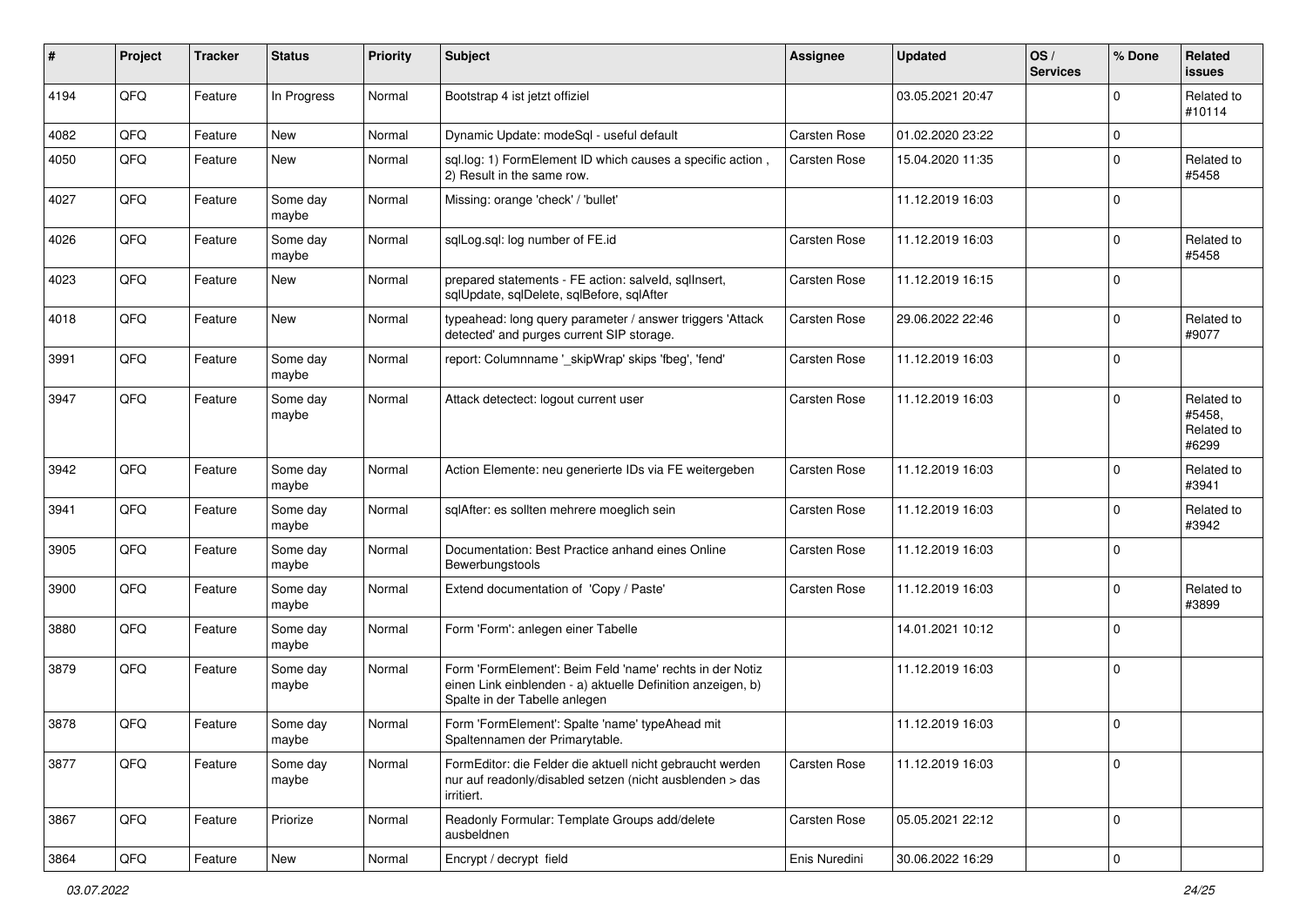| # | Project | Tracker | Status | Priority | Subject | Assignee | Updated | OS / Services | % Done | Related issues |
|---|---|---|---|---|---|---|---|---|---|---|
| 4194 | QFQ | Feature | In Progress | Normal | Bootstrap 4 ist jetzt offiziel | | 03.05.2021 20:47 | | 0 | Related to #10114 |
| 4082 | QFQ | Feature | New | Normal | Dynamic Update: modeSql - useful default | Carsten Rose | 01.02.2020 23:22 | | 0 | |
| 4050 | QFQ | Feature | New | Normal | sql.log: 1) FormElement ID which causes a specific action , 2) Result in the same row. | Carsten Rose | 15.04.2020 11:35 | | 0 | Related to #5458 |
| 4027 | QFQ | Feature | Some day maybe | Normal | Missing: orange 'check' / 'bullet' | | 11.12.2019 16:03 | | 0 | |
| 4026 | QFQ | Feature | Some day maybe | Normal | sqlLog.sql: log number of FE.id | Carsten Rose | 11.12.2019 16:03 | | 0 | Related to #5458 |
| 4023 | QFQ | Feature | New | Normal | prepared statements - FE action: salveld, sqlInsert, sqlUpdate, sqlDelete, sqlBefore, sqlAfter | Carsten Rose | 11.12.2019 16:15 | | 0 | |
| 4018 | QFQ | Feature | New | Normal | typeahead: long query parameter / answer triggers 'Attack detected' and purges current SIP storage. | Carsten Rose | 29.06.2022 22:46 | | 0 | Related to #9077 |
| 3991 | QFQ | Feature | Some day maybe | Normal | report: Columnname '_skipWrap' skips 'fbeg', 'fend' | Carsten Rose | 11.12.2019 16:03 | | 0 | |
| 3947 | QFQ | Feature | Some day maybe | Normal | Attack detectect: logout current user | Carsten Rose | 11.12.2019 16:03 | | 0 | Related to #5458, Related to #6299 |
| 3942 | QFQ | Feature | Some day maybe | Normal | Action Elemente: neu generierte IDs via FE weitergeben | Carsten Rose | 11.12.2019 16:03 | | 0 | Related to #3941 |
| 3941 | QFQ | Feature | Some day maybe | Normal | sqlAfter: es sollten mehrere moeglich sein | Carsten Rose | 11.12.2019 16:03 | | 0 | Related to #3942 |
| 3905 | QFQ | Feature | Some day maybe | Normal | Documentation: Best Practice anhand eines Online Bewerbungstools | Carsten Rose | 11.12.2019 16:03 | | 0 | |
| 3900 | QFQ | Feature | Some day maybe | Normal | Extend documentation of 'Copy / Paste' | Carsten Rose | 11.12.2019 16:03 | | 0 | Related to #3899 |
| 3880 | QFQ | Feature | Some day maybe | Normal | Form 'Form': anlegen einer Tabelle | | 14.01.2021 10:12 | | 0 | |
| 3879 | QFQ | Feature | Some day maybe | Normal | Form 'FormElement': Beim Feld 'name' rechts in der Notiz einen Link einblenden - a) aktuelle Definition anzeigen, b) Spalte in der Tabelle anlegen | | 11.12.2019 16:03 | | 0 | |
| 3878 | QFQ | Feature | Some day maybe | Normal | Form 'FormElement': Spalte 'name' typeAhead mit Spaltennamen der Primarytable. | | 11.12.2019 16:03 | | 0 | |
| 3877 | QFQ | Feature | Some day maybe | Normal | FormEditor: die Felder die aktuell nicht gebraucht werden nur auf readonly/disabled setzen (nicht ausblenden > das irritiert. | Carsten Rose | 11.12.2019 16:03 | | 0 | |
| 3867 | QFQ | Feature | Priorize | Normal | Readonly Formular: Template Groups add/delete ausbeldnen | Carsten Rose | 05.05.2021 22:12 | | 0 | |
| 3864 | QFQ | Feature | New | Normal | Encrypt / decrypt field | Enis Nuredini | 30.06.2022 16:29 | | 0 | |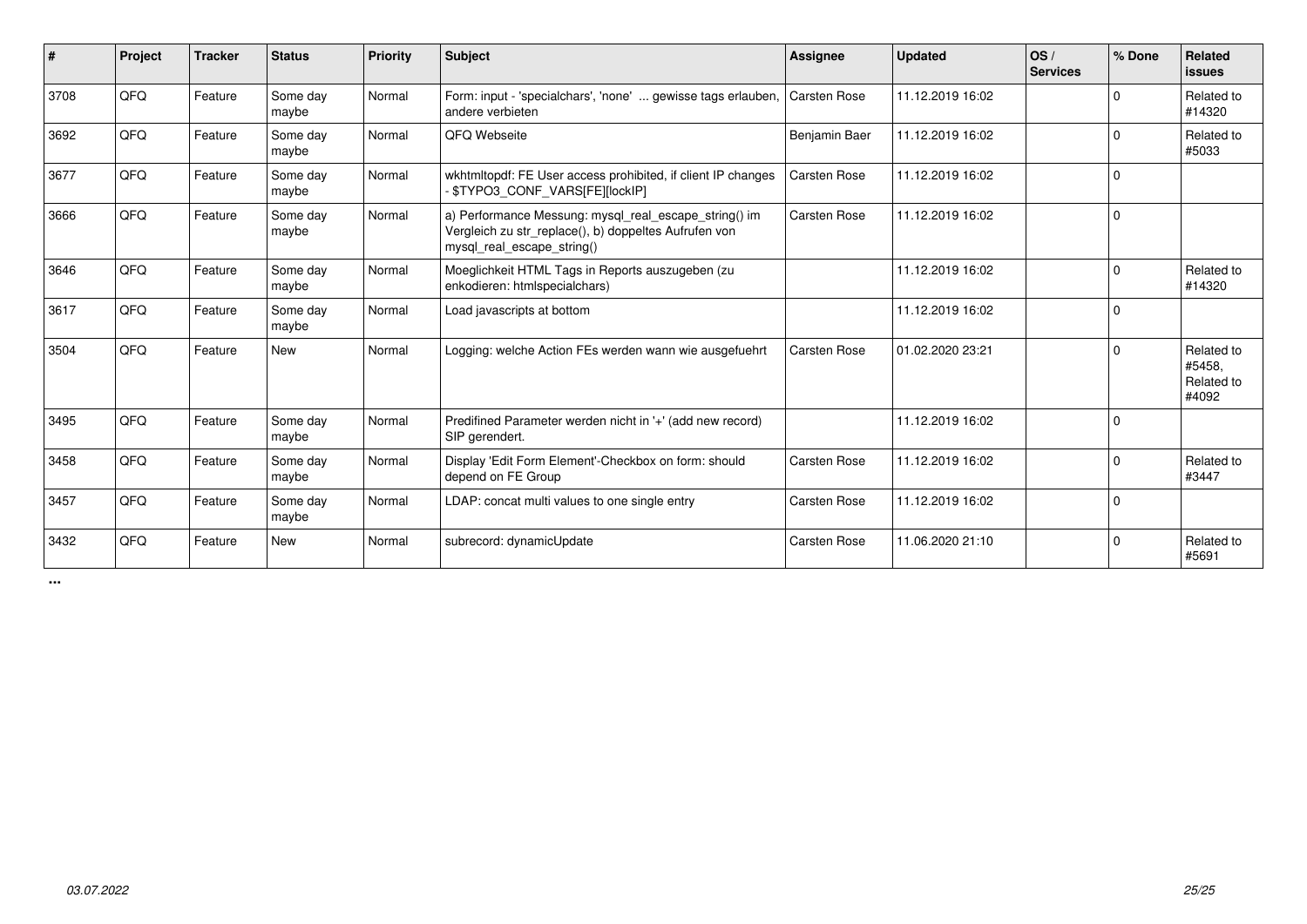| # | Project | Tracker | Status | Priority | Subject | Assignee | Updated | OS / Services | % Done | Related issues |
|---|---|---|---|---|---|---|---|---|---|---|
| 3708 | QFQ | Feature | Some day maybe | Normal | Form: input - 'specialchars', 'none' ... gewisse tags erlauben, andere verbieten | Carsten Rose | 11.12.2019 16:02 | | 0 | Related to #14320 |
| 3692 | QFQ | Feature | Some day maybe | Normal | QFQ Webseite | Benjamin Baer | 11.12.2019 16:02 | | 0 | Related to #5033 |
| 3677 | QFQ | Feature | Some day maybe | Normal | wkhtmltopdf: FE User access prohibited, if client IP changes - $TYPO3_CONF_VARS[FE][lockIP] | Carsten Rose | 11.12.2019 16:02 | | 0 | |
| 3666 | QFQ | Feature | Some day maybe | Normal | a) Performance Messung: mysql_real_escape_string() im Vergleich zu str_replace(), b) doppeltes Aufrufen von mysql_real_escape_string() | Carsten Rose | 11.12.2019 16:02 | | 0 | |
| 3646 | QFQ | Feature | Some day maybe | Normal | Moeglichkeit HTML Tags in Reports auszugeben (zu enkodieren: htmlspecialchars) | | 11.12.2019 16:02 | | 0 | Related to #14320 |
| 3617 | QFQ | Feature | Some day maybe | Normal | Load javascripts at bottom | | 11.12.2019 16:02 | | 0 | |
| 3504 | QFQ | Feature | New | Normal | Logging: welche Action FEs werden wann wie ausgefuehrt | Carsten Rose | 01.02.2020 23:21 | | 0 | Related to #5458, Related to #4092 |
| 3495 | QFQ | Feature | Some day maybe | Normal | Predifined Parameter werden nicht in '+' (add new record) SIP gerendert. | | 11.12.2019 16:02 | | 0 | |
| 3458 | QFQ | Feature | Some day maybe | Normal | Display 'Edit Form Element'-Checkbox on form: should depend on FE Group | Carsten Rose | 11.12.2019 16:02 | | 0 | Related to #3447 |
| 3457 | QFQ | Feature | Some day maybe | Normal | LDAP: concat multi values to one single entry | Carsten Rose | 11.12.2019 16:02 | | 0 | |
| 3432 | QFQ | Feature | New | Normal | subrecord: dynamicUpdate | Carsten Rose | 11.06.2020 21:10 | | 0 | Related to #5691 |

...